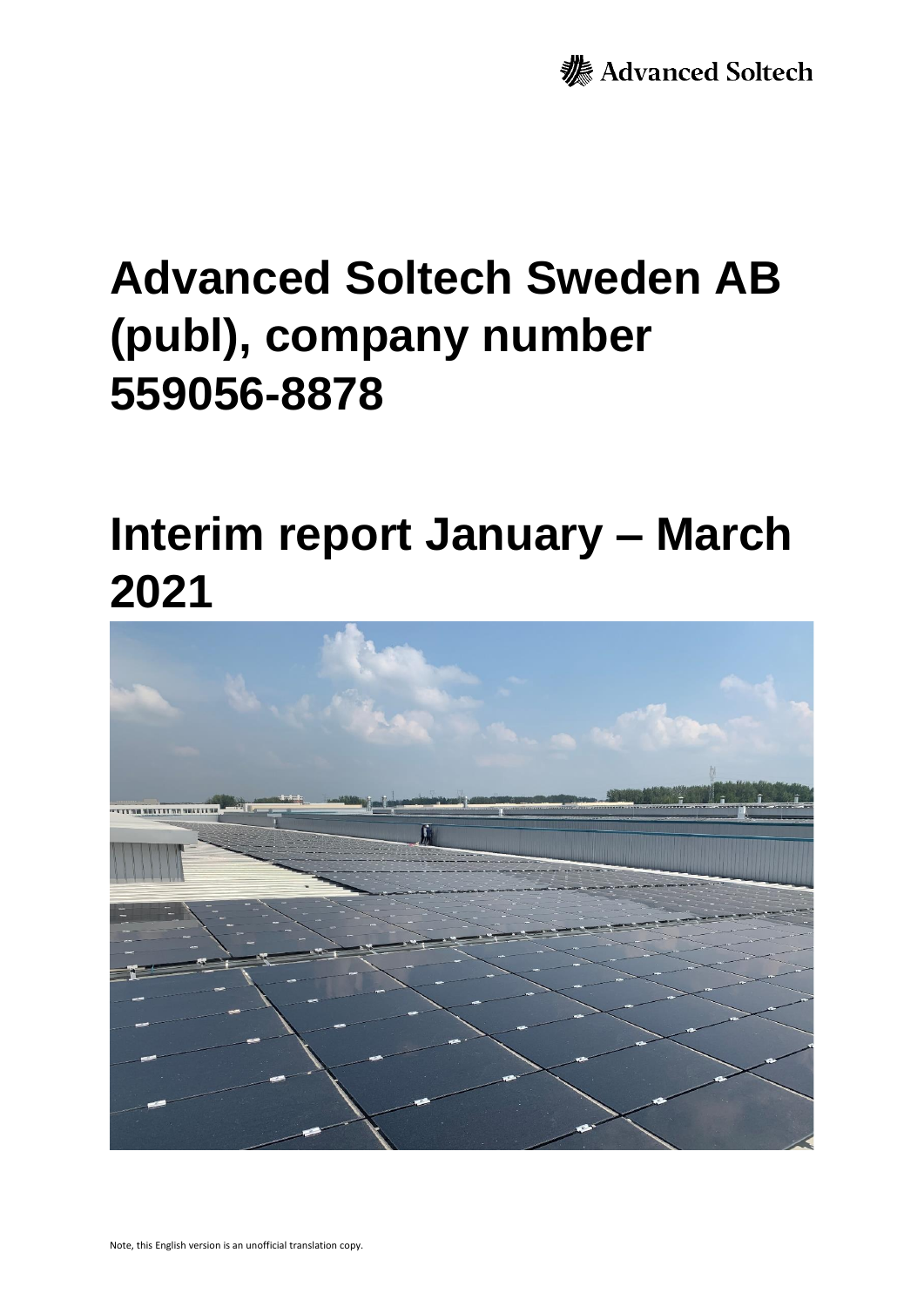Advanced Soltech

# Advanced Soltech Sweden AB (publ), company number 559056-8878

# Interim report January – March 2021

Note, this English version is an unofficial translation copy.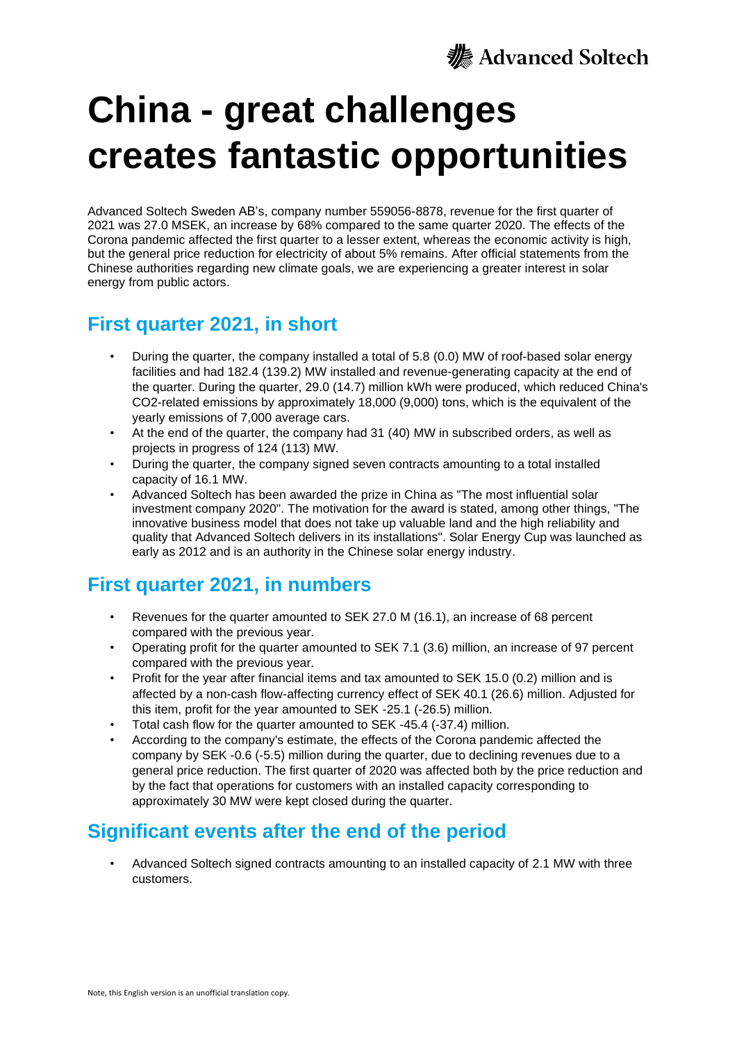# China - great challenges creates fantastic opportunities

Advanced Soltech Sweden AB's, company number 559056-8878, revenue for the first quarter of 2021 was 27.0 MSEK, an increase by 68% compared to the same quarter 2020. The effects of the Corona pandemic affected the first quarter to a lesser extent, whereas the economic activity is high, but the general price reduction for electricity of about 5% remains. After official statements from the Chinese authorities regarding new climate goals, we are experiencing a greater interest in solar energy from public actors.

## First quarter 2021, in short

- During the quarter, the company installed a total of 5.8 (0.0) MW of roof-based solar energy facilities and had 182.4 (139.2) MW installed and revenue-generating capacity at the end of the quarter. During the quarter, 29.0 (14.7) million kWh were produced, which reduced China's $CO_2$-related emissions by approximately 18,000 (9,000) tons, which is the equivalent of the yearly emissions of 7,000 average cars.
- At the end of the quarter, the company had 31 (40) MW in subscribed orders, as well as projects in progress of 124 (113) MW.
- During the quarter, the company signed seven contracts amounting to a total installed capacity of 16.1 MW.
- Advanced Soltech has been awarded the prize in China as "The most influential solar investment company 2020". The motivation for the award is stated, among other things, "The innovative business model that does not take up valuable land and the high reliability and quality that Advanced Soltech delivers in its installations". Solar Energy Cup was launched as early as 2012 and is an authority in the Chinese solar energy industry.

## First quarter 2021, in numbers

- Revenues for the quarter amounted to SEK 27.0 M (16.1), an increase of 68 percent compared with the previous year.
- Operating profit for the quarter amounted to SEK 7.1 (3.6) million, an increase of 97 percent compared with the previous year.
- Profit for the year after financial items and tax amounted to SEK 15.0 (0.2) million and is affected by a non-cash flow-affecting currency effect of SEK 40.1 (26.6) million. Adjusted for this item, profit for the year amounted to SEK -25.1 (-26.5) million.
- Total cash flow for the quarter amounted to SEK -45.4 (-37.4) million.
- According to the company's estimate, the effects of the Corona pandemic affected the company by SEK -0.6 (-5.5) million during the quarter, due to declining revenues due to a general price reduction. The first quarter of 2020 was affected both by the price reduction and by the fact that operations for customers with an installed capacity corresponding to approximately 30 MW were kept closed during the quarter.

## Significant events after the end of the period

- Advanced Soltech signed contracts amounting to an installed capacity of 2.1 MW with three customers.

Note, this English version is an unofficial translation copy.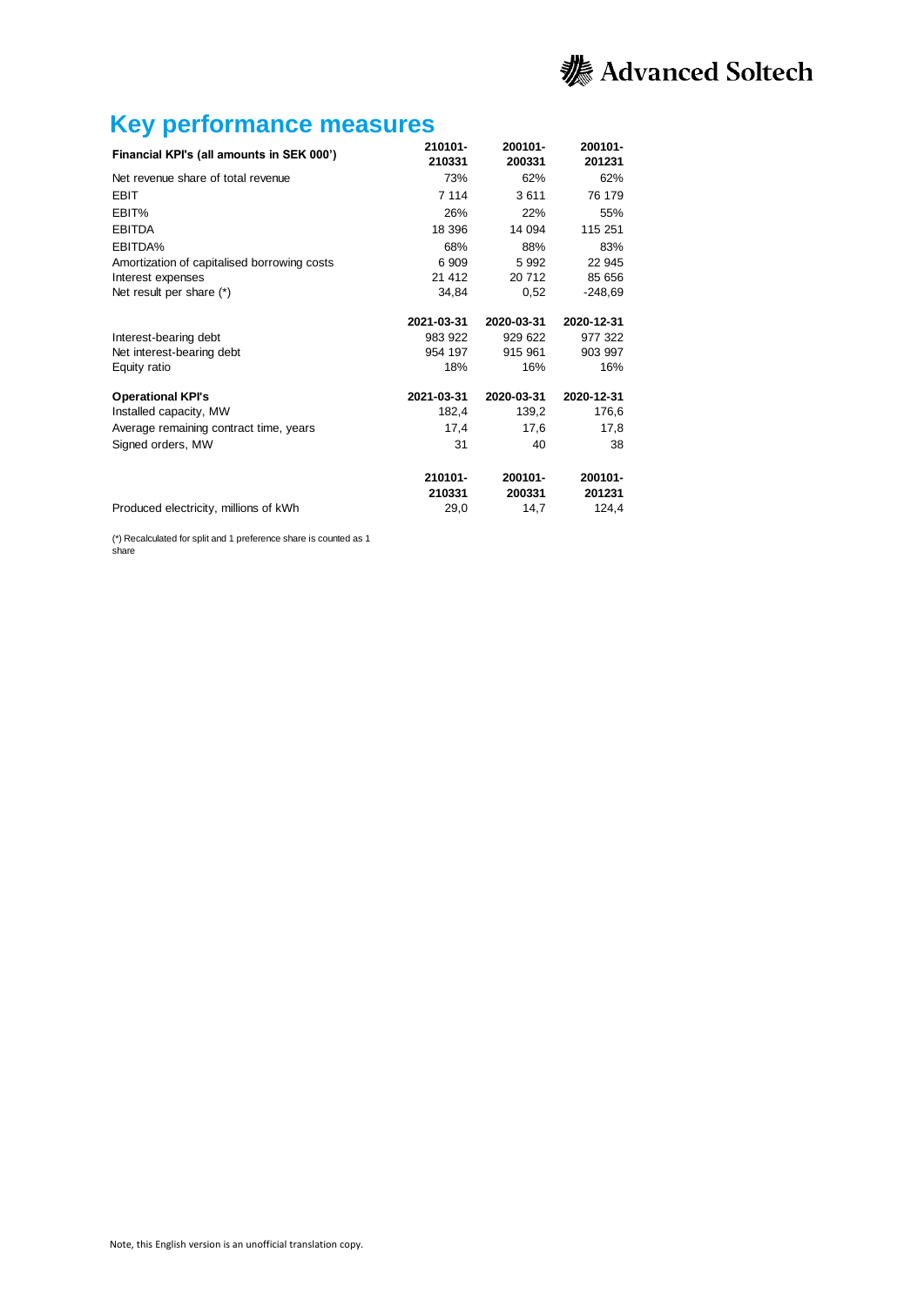# Key performance measures

| Financial KPI's (all amounts in SEK 000') | 210101-210331 | 200101-200331 | 200101-201231 |
|---|---|---|---|
| Net revenue share of total revenue | 73% | 62% | 62% |
| EBIT | 7 114 | 3 611 | 76 179 |
| EBIT% | 26% | 22% | 55% |
| EBITDA | 18 396 | 14 094 | 115 251 |
| EBITDA% | 68% | 88% | 83% |
| Amortization of capitalised borrowing costs | 6 909 | 5 992 | 22 945 |
| Interest expenses | 21 412 | 20 712 | 85 656 |
| Net result per share (*) | 34,84 | 0,52 | -248,69 |

| | 2021-03-31 | 2020-03-31 | 2020-12-31 |
|---|---|---|---|
| Interest-bearing debt | 983 922 | 929 622 | 977 322 |
| Net interest-bearing debt | 954 197 | 915 961 | 903 997 |
| Equity ratio | 18% | 16% | 16% |

| **Operational KPI's** | 2021-03-31 | 2020-03-31 | 2020-12-31 |
|---|---|---|---|
| Installed capacity, MW | 182,4 | 139,2 | 176,6 |
| Average remaining contract time, years | 17,4 | 17,6 | 17,8 |
| Signed orders, MW | 31 | 40 | 38 |

| | 210101-210331 | 200101-200331 | 200101-201231 |
|---|---|---|---|
| Produced electricity, millions of kWh | 29,0 | 14,7 | 124,4 |

(*) Recalculated for split and 1 preference share is counted as 1 share

Note, this English version is an unofficial translation copy.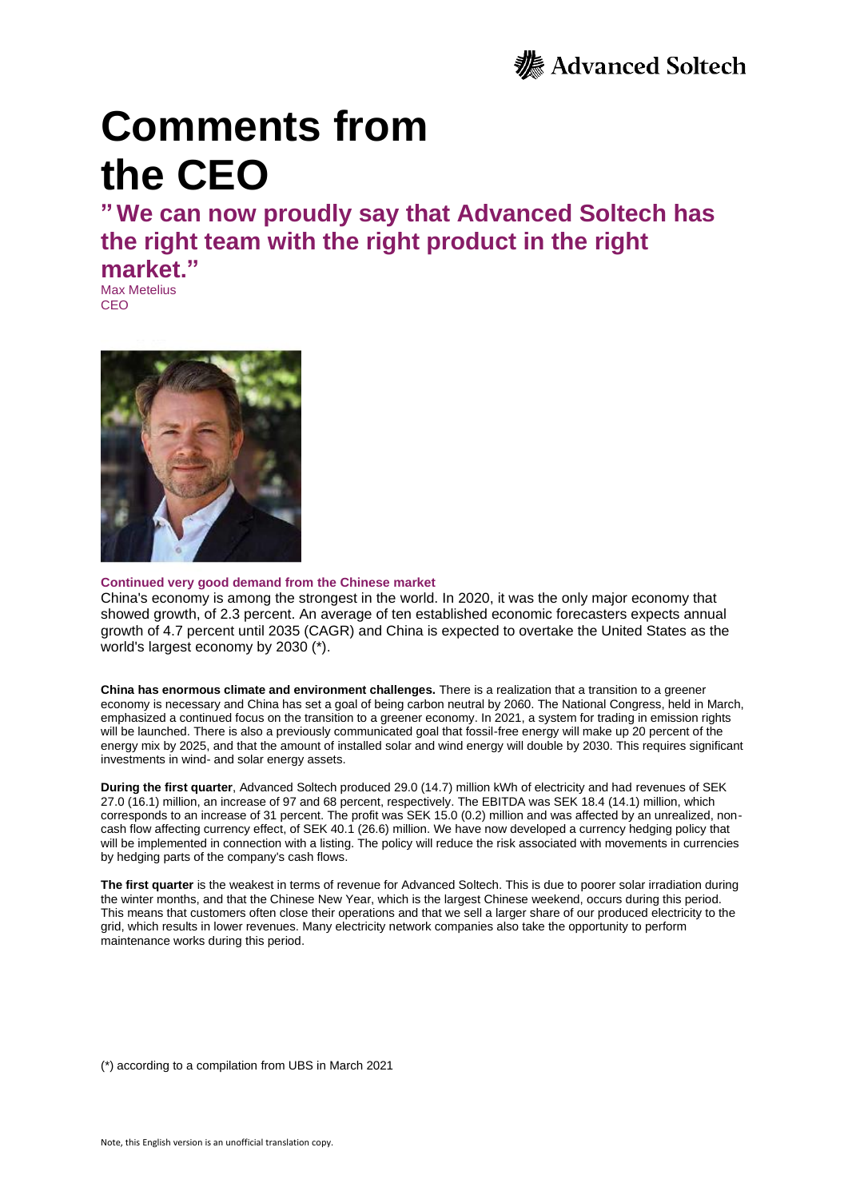# Comments from the CEO

## "We can now proudly say that Advanced Soltech has the right team with the right product in the right market."

Max Metelius
CEO

### Continued very good demand from the Chinese market

China's economy is among the strongest in the world. In 2020, it was the only major economy that showed growth, of 2.3 percent. An average of ten established economic forecasters expects annual growth of 4.7 percent until 2035 (CAGR) and China is expected to overtake the United States as the world's largest economy by 2030 (*).

**China has enormous climate and environment challenges.** There is a realization that a transition to a greener economy is necessary and China has set a goal of being carbon neutral by 2060. The National Congress, held in March, emphasized a continued focus on the transition to a greener economy. In 2021, a system for trading in emission rights will be launched. There is also a previously communicated goal that fossil-free energy will make up 20 percent of the energy mix by 2025, and that the amount of installed solar and wind energy will double by 2030. This requires significant investments in wind- and solar energy assets.

**During the first quarter**, Advanced Soltech produced 29.0 (14.7) million kWh of electricity and had revenues of SEK 27.0 (16.1) million, an increase of 97 and 68 percent, respectively. The EBITDA was SEK 18.4 (14.1) million, which corresponds to an increase of 31 percent. The profit was SEK 15.0 (0.2) million and was affected by an unrealized, non-cash flow affecting currency effect, of SEK 40.1 (26.6) million. We have now developed a currency hedging policy that will be implemented in connection with a listing. The policy will reduce the risk associated with movements in currencies by hedging parts of the company's cash flows.

**The first quarter** is the weakest in terms of revenue for Advanced Soltech. This is due to poorer solar irradiation during the winter months, and that the Chinese New Year, which is the largest Chinese weekend, occurs during this period. This means that customers often close their operations and that we sell a larger share of our produced electricity to the grid, which results in lower revenues. Many electricity network companies also take the opportunity to perform maintenance works during this period.

(*) according to a compilation from UBS in March 2021

Note, this English version is an unofficial translation copy.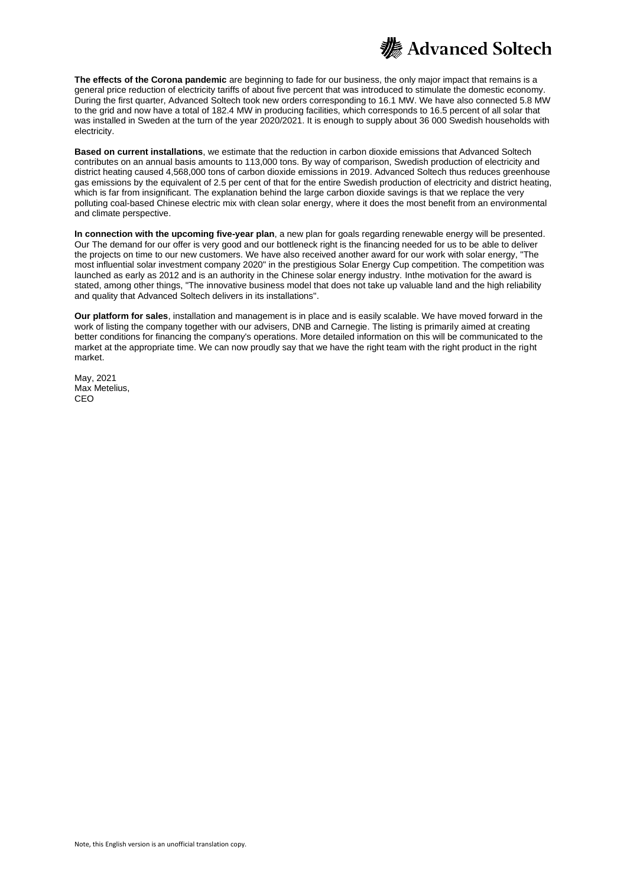**The effects of the Corona pandemic** are beginning to fade for our business, the only major impact that remains is a general price reduction of electricity tariffs of about five percent that was introduced to stimulate the domestic economy. During the first quarter, Advanced Soltech took new orders corresponding to 16.1 MW. We have also connected 5.8 MW to the grid and now have a total of 182.4 MW in producing facilities, which corresponds to 16.5 percent of all solar that was installed in Sweden at the turn of the year 2020/2021. It is enough to supply about 36 000 Swedish households with electricity.

**Based on current installations**, we estimate that the reduction in carbon dioxide emissions that Advanced Soltech contributes on an annual basis amounts to 113,000 tons. By way of comparison, Swedish production of electricity and district heating caused 4,568,000 tons of carbon dioxide emissions in 2019. Advanced Soltech thus reduces greenhouse gas emissions by the equivalent of 2.5 per cent of that for the entire Swedish production of electricity and district heating, which is far from insignificant. The explanation behind the large carbon dioxide savings is that we replace the very polluting coal-based Chinese electric mix with clean solar energy, where it does the most benefit from an environmental and climate perspective.

**In connection with the upcoming five-year plan**, a new plan for goals regarding renewable energy will be presented. Our The demand for our offer is very good and our bottleneck right is the financing needed for us to be able to deliver the projects on time to our new customers. We have also received another award for our work with solar energy, "The most influential solar investment company 2020" in the prestigious Solar Energy Cup competition. The competition was launched as early as 2012 and is an authority in the Chinese solar energy industry. Inthe motivation for the award is stated, among other things, "The innovative business model that does not take up valuable land and the high reliability and quality that Advanced Soltech delivers in its installations".

**Our platform for sales**, installation and management is in place and is easily scalable. We have moved forward in the work of listing the company together with our advisers, DNB and Carnegie. The listing is primarily aimed at creating better conditions for financing the company's operations. More detailed information on this will be communicated to the market at the appropriate time. We can now proudly say that we have the right team with the right product in the right market.

May, 2021
Max Metelius,
CEO

Note, this English version is an unofficial translation copy.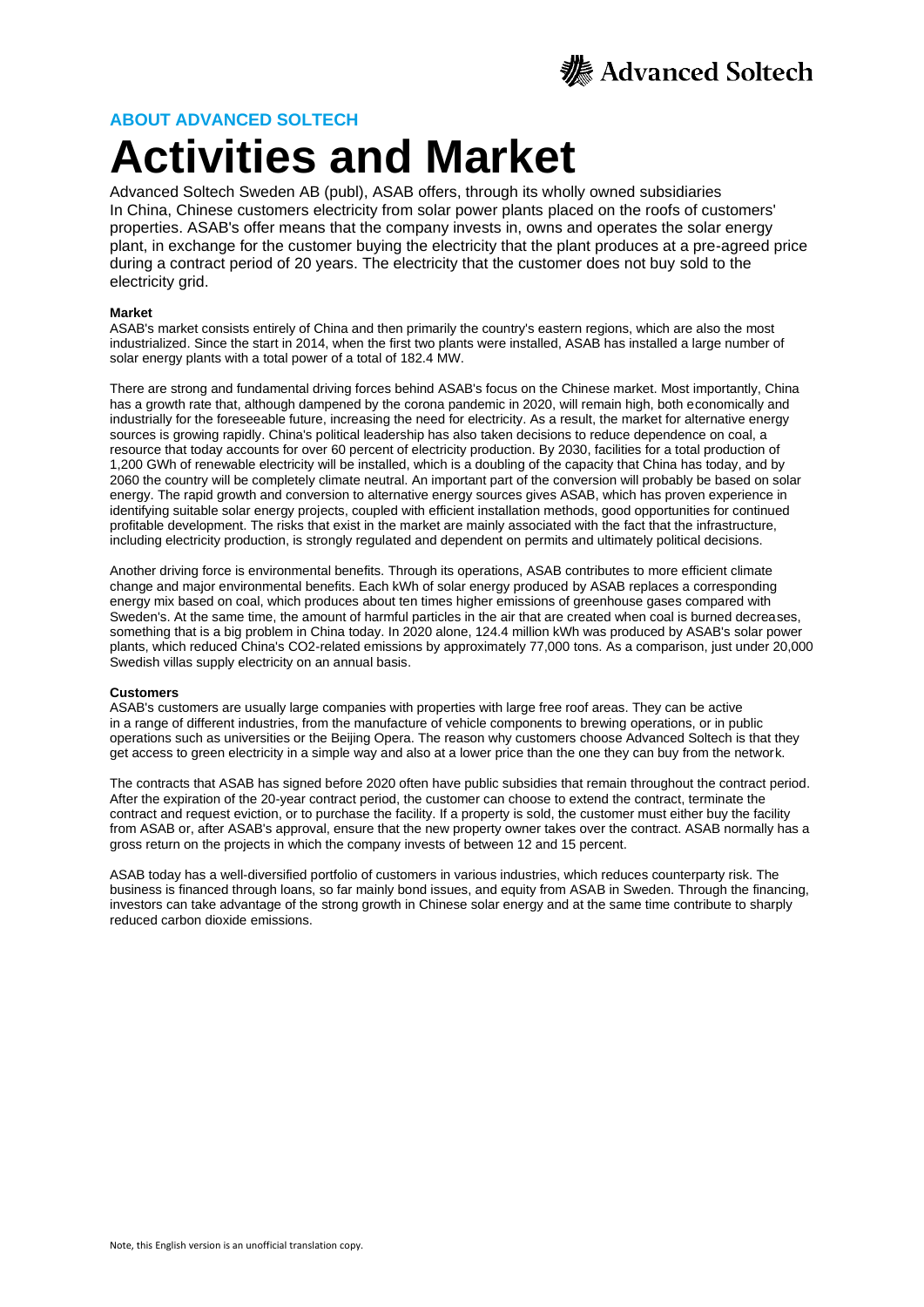## ABOUT ADVANCED SOLTECH

# Activities and Market

Advanced Soltech Sweden AB (publ), ASAB offers, through its wholly owned subsidiaries In China, Chinese customers electricity from solar power plants placed on the roofs of customers' properties. ASAB's offer means that the company invests in, owns and operates the solar energy plant, in exchange for the customer buying the electricity that the plant produces at a pre-agreed price during a contract period of 20 years. The electricity that the customer does not buy sold to the electricity grid.

**Market**

ASAB's market consists entirely of China and then primarily the country's eastern regions, which are also the most industrialized. Since the start in 2014, when the first two plants were installed, ASAB has installed a large number of solar energy plants with a total power of a total of 182.4 MW.

There are strong and fundamental driving forces behind ASAB's focus on the Chinese market. Most importantly, China has a growth rate that, although dampened by the corona pandemic in 2020, will remain high, both economically and industrially for the foreseeable future, increasing the need for electricity. As a result, the market for alternative energy sources is growing rapidly. China's political leadership has also taken decisions to reduce dependence on coal, a resource that today accounts for over 60 percent of electricity production. By 2030, facilities for a total production of 1,200 GWh of renewable electricity will be installed, which is a doubling of the capacity that China has today, and by 2060 the country will be completely climate neutral. An important part of the conversion will probably be based on solar energy. The rapid growth and conversion to alternative energy sources gives ASAB, which has proven experience in identifying suitable solar energy projects, coupled with efficient installation methods, good opportunities for continued profitable development. The risks that exist in the market are mainly associated with the fact that the infrastructure, including electricity production, is strongly regulated and dependent on permits and ultimately political decisions.

Another driving force is environmental benefits. Through its operations, ASAB contributes to more efficient climate change and major environmental benefits. Each kWh of solar energy produced by ASAB replaces a corresponding energy mix based on coal, which produces about ten times higher emissions of greenhouse gases compared with Sweden's. At the same time, the amount of harmful particles in the air that are created when coal is burned decreases, something that is a big problem in China today. In 2020 alone, 124.4 million kWh was produced by ASAB's solar power plants, which reduced China's CO2-related emissions by approximately 77,000 tons. As a comparison, just under 20,000 Swedish villas supply electricity on an annual basis.

**Customers**

ASAB's customers are usually large companies with properties with large free roof areas. They can be active in a range of different industries, from the manufacture of vehicle components to brewing operations, or in public operations such as universities or the Beijing Opera. The reason why customers choose Advanced Soltech is that they get access to green electricity in a simple way and also at a lower price than the one they can buy from the network.

The contracts that ASAB has signed before 2020 often have public subsidies that remain throughout the contract period. After the expiration of the 20-year contract period, the customer can choose to extend the contract, terminate the contract and request eviction, or to purchase the facility. If a property is sold, the customer must either buy the facility from ASAB or, after ASAB's approval, ensure that the new property owner takes over the contract. ASAB normally has a gross return on the projects in which the company invests of between 12 and 15 percent.

ASAB today has a well-diversified portfolio of customers in various industries, which reduces counterparty risk. The business is financed through loans, so far mainly bond issues, and equity from ASAB in Sweden. Through the financing, investors can take advantage of the strong growth in Chinese solar energy and at the same time contribute to sharply reduced carbon dioxide emissions.

Note, this English version is an unofficial translation copy.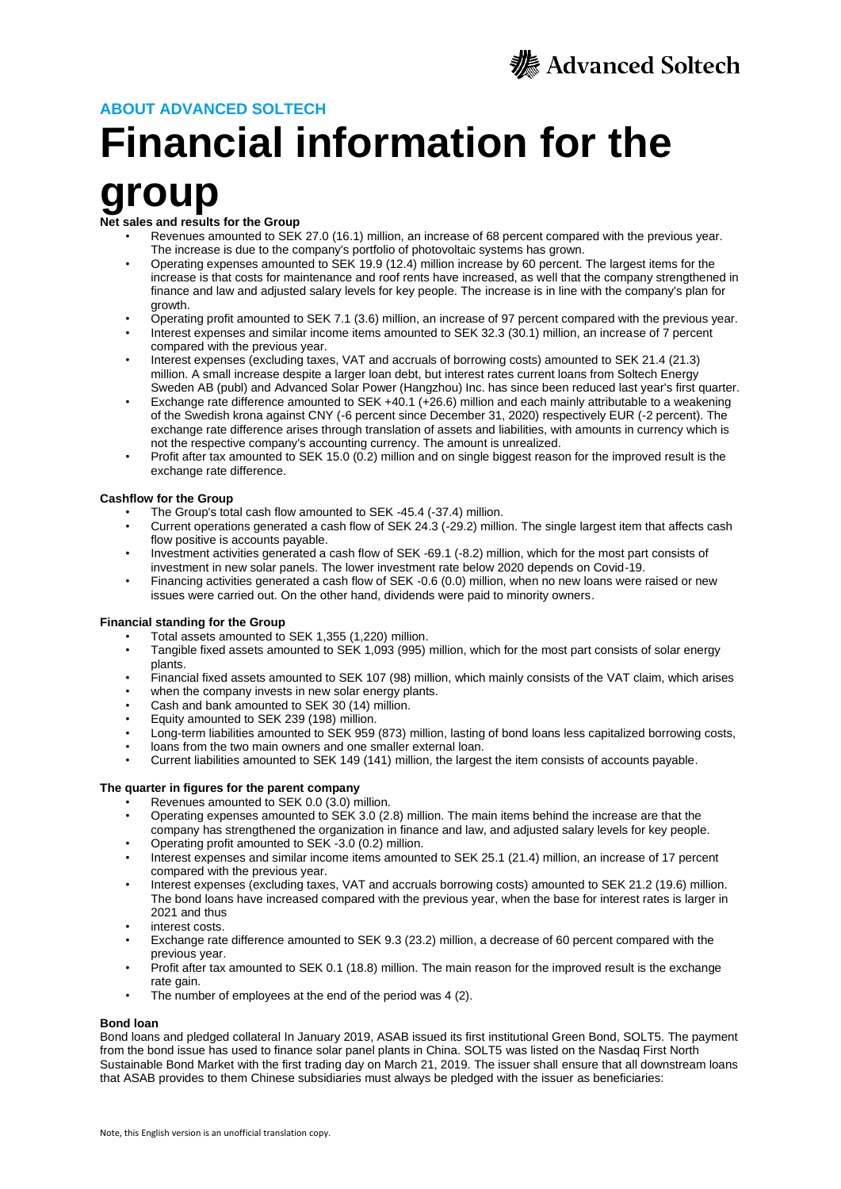## ABOUT ADVANCED SOLTECH

# Financial information for the group

**Net sales and results for the Group**

- Revenues amounted to SEK 27.0 (16.1) million, an increase of 68 percent compared with the previous year. The increase is due to the company's portfolio of photovoltaic systems has grown.
- Operating expenses amounted to SEK 19.9 (12.4) million increase by 60 percent. The largest items for the increase is that costs for maintenance and roof rents have increased, as well that the company strengthened in finance and law and adjusted salary levels for key people. The increase is in line with the company's plan for growth.
- Operating profit amounted to SEK 7.1 (3.6) million, an increase of 97 percent compared with the previous year.
- Interest expenses and similar income items amounted to SEK 32.3 (30.1) million, an increase of 7 percent compared with the previous year.
- Interest expenses (excluding taxes, VAT and accruals of borrowing costs) amounted to SEK 21.4 (21.3) million. A small increase despite a larger loan debt, but interest rates current loans from Soltech Energy Sweden AB (publ) and Advanced Solar Power (Hangzhou) Inc. has since been reduced last year's first quarter.
- Exchange rate difference amounted to SEK +40.1 (+26.6) million and each mainly attributable to a weakening of the Swedish krona against CNY (-6 percent since December 31, 2020) respectively EUR (-2 percent). The exchange rate difference arises through translation of assets and liabilities, with amounts in currency which is not the respective company's accounting currency. The amount is unrealized.
- Profit after tax amounted to SEK 15.0 (0.2) million and on single biggest reason for the improved result is the exchange rate difference.

**Cashflow for the Group**

- The Group's total cash flow amounted to SEK -45.4 (-37.4) million.
- Current operations generated a cash flow of SEK 24.3 (-29.2) million. The single largest item that affects cash flow positive is accounts payable.
- Investment activities generated a cash flow of SEK -69.1 (-8.2) million, which for the most part consists of investment in new solar panels. The lower investment rate below 2020 depends on Covid-19.
- Financing activities generated a cash flow of SEK -0.6 (0.0) million, when no new loans were raised or new issues were carried out. On the other hand, dividends were paid to minority owners.

**Financial standing for the Group**

- Total assets amounted to SEK 1,355 (1,220) million.
- Tangible fixed assets amounted to SEK 1,093 (995) million, which for the most part consists of solar energy plants.
- Financial fixed assets amounted to SEK 107 (98) million, which mainly consists of the VAT claim, which arises
- when the company invests in new solar energy plants.
- Cash and bank amounted to SEK 30 (14) million.
- Equity amounted to SEK 239 (198) million.
- Long-term liabilities amounted to SEK 959 (873) million, lasting of bond loans less capitalized borrowing costs,
- loans from the two main owners and one smaller external loan.
- Current liabilities amounted to SEK 149 (141) million, the largest the item consists of accounts payable.

**The quarter in figures for the parent company**

- Revenues amounted to SEK 0.0 (3.0) million.
- Operating expenses amounted to SEK 3.0 (2.8) million. The main items behind the increase are that the company has strengthened the organization in finance and law, and adjusted salary levels for key people.
- Operating profit amounted to SEK -3.0 (0.2) million.
- Interest expenses and similar income items amounted to SEK 25.1 (21.4) million, an increase of 17 percent compared with the previous year.
- Interest expenses (excluding taxes, VAT and accruals borrowing costs) amounted to SEK 21.2 (19.6) million. The bond loans have increased compared with the previous year, when the base for interest rates is larger in 2021 and thus
- interest costs.
- Exchange rate difference amounted to SEK 9.3 (23.2) million, a decrease of 60 percent compared with the previous year.
- Profit after tax amounted to SEK 0.1 (18.8) million. The main reason for the improved result is the exchange rate gain.
- The number of employees at the end of the period was 4 (2).

**Bond loan**

Bond loans and pledged collateral In January 2019, ASAB issued its first institutional Green Bond, SOLT5. The payment from the bond issue has used to finance solar panel plants in China. SOLT5 was listed on the Nasdaq First North Sustainable Bond Market with the first trading day on March 21, 2019. The issuer shall ensure that all downstream loans that ASAB provides to them Chinese subsidiaries must always be pledged with the issuer as beneficiaries:

Note, this English version is an unofficial translation copy.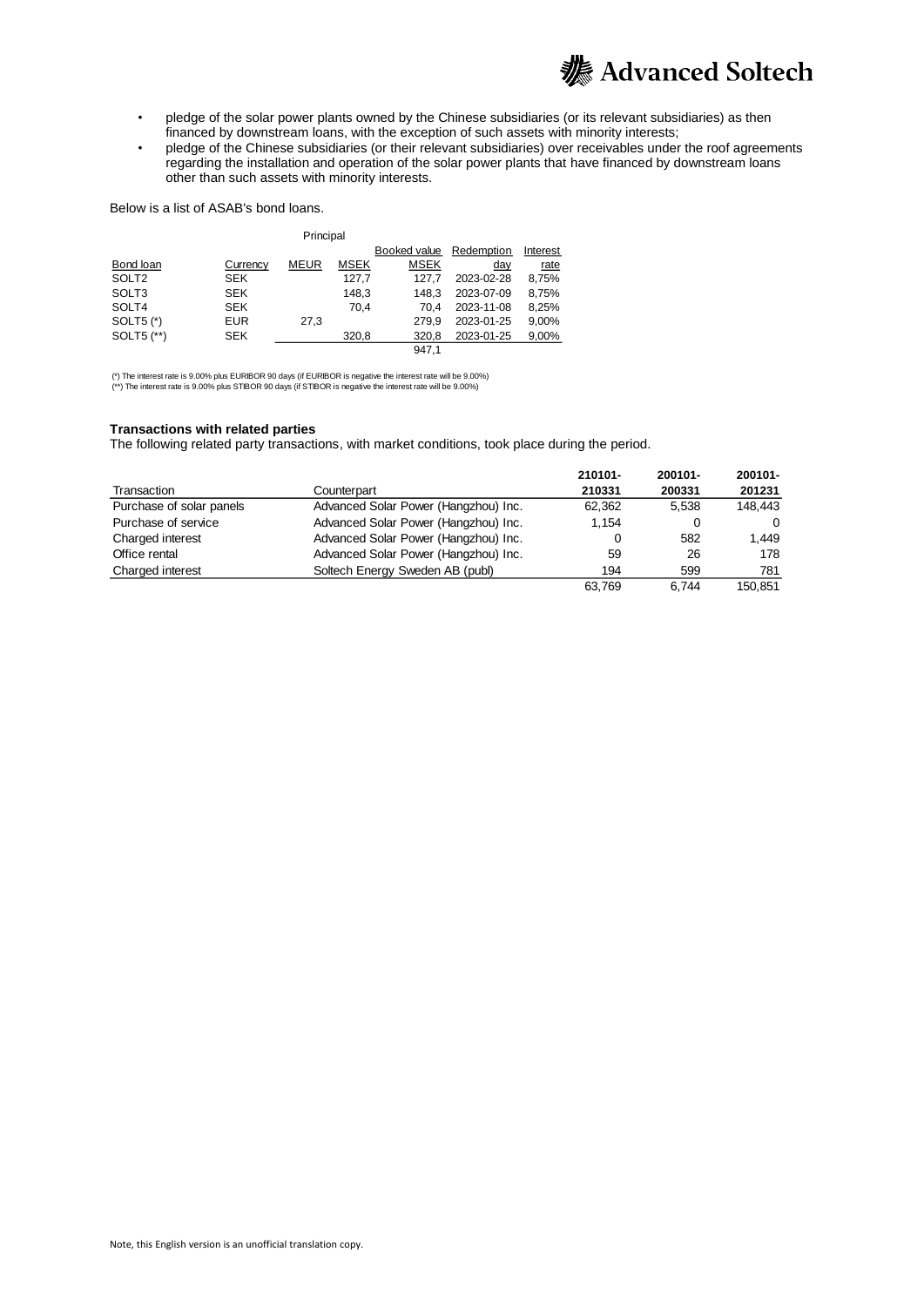- pledge of the solar power plants owned by the Chinese subsidiaries (or its relevant subsidiaries) as then financed by downstream loans, with the exception of such assets with minority interests;
- pledge of the Chinese subsidiaries (or their relevant subsidiaries) over receivables under the roof agreements regarding the installation and operation of the solar power plants that have financed by downstream loans other than such assets with minority interests.

Below is a list of ASAB's bond loans.

| | | Principal | | | | |
|---|---|---|---|---|---|---|
| | | | | Booked value | Redemption | Interest |
| Bond loan | Currency | MEUR | MSEK | MSEK | day | rate |
| SOLT2 | SEK | | 127,7 | 127,7 | 2023-02-28 | 8,75% |
| SOLT3 | SEK | | 148,3 | 148,3 | 2023-07-09 | 8,75% |
| SOLT4 | SEK | | 70,4 | 70,4 | 2023-11-08 | 8,25% |
| SOLT5 (*) | EUR | 27,3 | | 279,9 | 2023-01-25 | 9,00% |
| SOLT5 (**) | SEK | | 320,8 | 320,8 | 2023-01-25 | 9,00% |
| | | | | 947,1 | | |

(*) The interest rate is 9.00% plus EURIBOR 90 days (if EURIBOR is negative the interest rate will be 9.00%)
(**) The interest rate is 9.00% plus STIBOR 90 days (if STIBOR is negative the interest rate will be 9.00%)

**Transactions with related parties**
The following related party transactions, with market conditions, took place during the period.

| Transaction | Counterpart | 210101-210331 | 200101-200331 | 200101-201231 |
|---|---|---|---|---|
| Purchase of solar panels | Advanced Solar Power (Hangzhou) Inc. | 62,362 | 5,538 | 148,443 |
| Purchase of service | Advanced Solar Power (Hangzhou) Inc. | 1,154 | 0 | 0 |
| Charged interest | Advanced Solar Power (Hangzhou) Inc. | 0 | 582 | 1,449 |
| Office rental | Advanced Solar Power (Hangzhou) Inc. | 59 | 26 | 178 |
| Charged interest | Soltech Energy Sweden AB (publ) | 194 | 599 | 781 |
| | | 63,769 | 6,744 | 150,851 |

Note, this English version is an unofficial translation copy.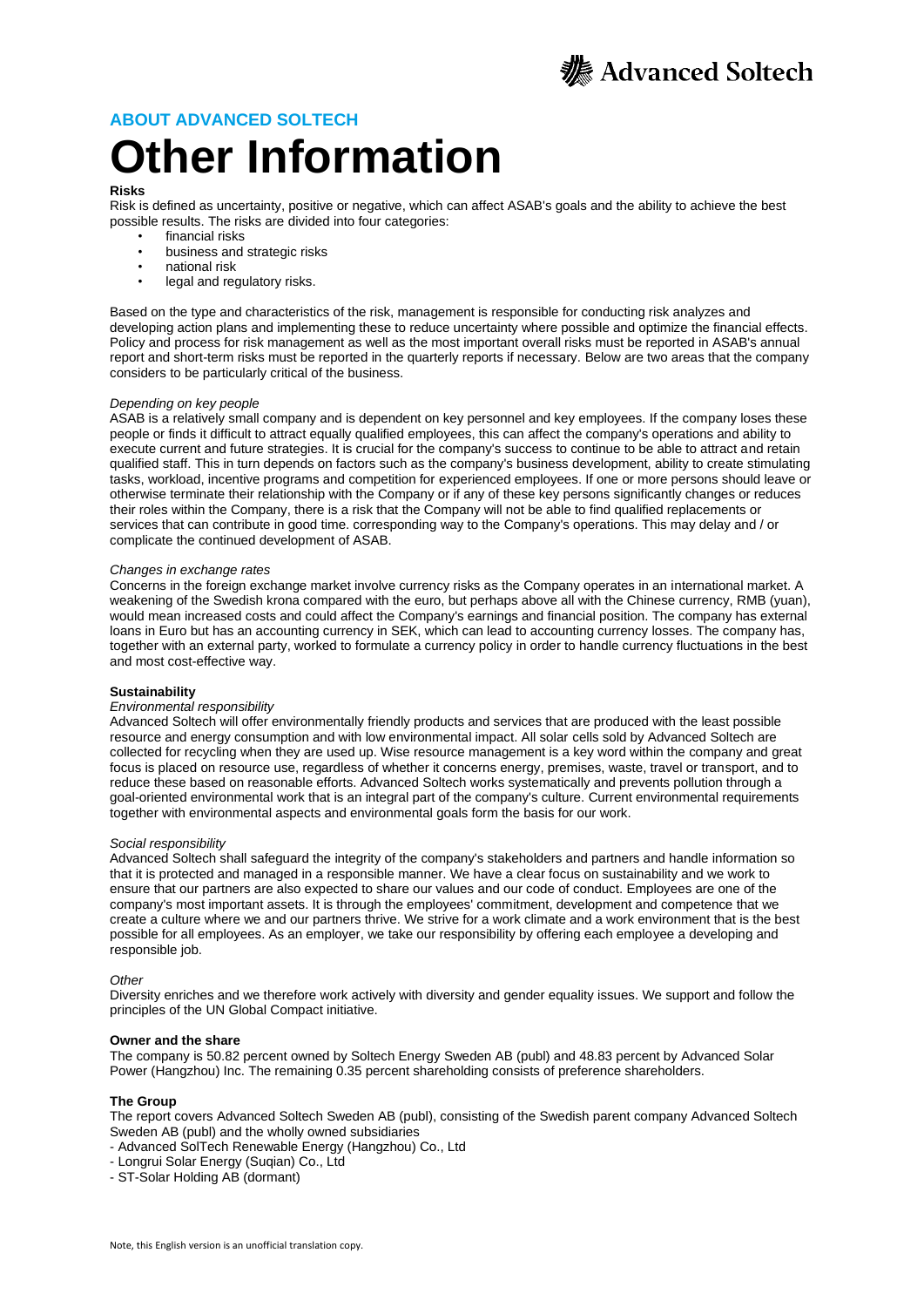## ABOUT ADVANCED SOLTECH

# Other Information

**Risks**

Risk is defined as uncertainty, positive or negative, which can affect ASAB's goals and the ability to achieve the best possible results. The risks are divided into four categories:

- financial risks
- business and strategic risks
- national risk
- legal and regulatory risks.

Based on the type and characteristics of the risk, management is responsible for conducting risk analyzes and developing action plans and implementing these to reduce uncertainty where possible and optimize the financial effects. Policy and process for risk management as well as the most important overall risks must be reported in ASAB's annual report and short-term risks must be reported in the quarterly reports if necessary. Below are two areas that the company considers to be particularly critical of the business.

*Depending on key people*

ASAB is a relatively small company and is dependent on key personnel and key employees. If the company loses these people or finds it difficult to attract equally qualified employees, this can affect the company's operations and ability to execute current and future strategies. It is crucial for the company's success to continue to be able to attract and retain qualified staff. This in turn depends on factors such as the company's business development, ability to create stimulating tasks, workload, incentive programs and competition for experienced employees. If one or more persons should leave or otherwise terminate their relationship with the Company or if any of these key persons significantly changes or reduces their roles within the Company, there is a risk that the Company will not be able to find qualified replacements or services that can contribute in good time. corresponding way to the Company's operations. This may delay and / or complicate the continued development of ASAB.

*Changes in exchange rates*

Concerns in the foreign exchange market involve currency risks as the Company operates in an international market. A weakening of the Swedish krona compared with the euro, but perhaps above all with the Chinese currency, RMB (yuan), would mean increased costs and could affect the Company's earnings and financial position. The company has external loans in Euro but has an accounting currency in SEK, which can lead to accounting currency losses. The company has, together with an external party, worked to formulate a currency policy in order to handle currency fluctuations in the best and most cost-effective way.

**Sustainability**

*Environmental responsibility*

Advanced Soltech will offer environmentally friendly products and services that are produced with the least possible resource and energy consumption and with low environmental impact. All solar cells sold by Advanced Soltech are collected for recycling when they are used up. Wise resource management is a key word within the company and great focus is placed on resource use, regardless of whether it concerns energy, premises, waste, travel or transport, and to reduce these based on reasonable efforts. Advanced Soltech works systematically and prevents pollution through a goal-oriented environmental work that is an integral part of the company's culture. Current environmental requirements together with environmental aspects and environmental goals form the basis for our work.

*Social responsibility*

Advanced Soltech shall safeguard the integrity of the company's stakeholders and partners and handle information so that it is protected and managed in a responsible manner. We have a clear focus on sustainability and we work to ensure that our partners are also expected to share our values and our code of conduct. Employees are one of the company's most important assets. It is through the employees' commitment, development and competence that we create a culture where we and our partners thrive. We strive for a work climate and a work environment that is the best possible for all employees. As an employer, we take our responsibility by offering each employee a developing and responsible job.

*Other*

Diversity enriches and we therefore work actively with diversity and gender equality issues. We support and follow the principles of the UN Global Compact initiative.

**Owner and the share**

The company is 50.82 percent owned by Soltech Energy Sweden AB (publ) and 48.83 percent by Advanced Solar Power (Hangzhou) Inc. The remaining 0.35 percent shareholding consists of preference shareholders.

**The Group**

The report covers Advanced Soltech Sweden AB (publ), consisting of the Swedish parent company Advanced Soltech Sweden AB (publ) and the wholly owned subsidiaries

- Advanced SolTech Renewable Energy (Hangzhou) Co., Ltd
- Longrui Solar Energy (Suqian) Co., Ltd
- ST-Solar Holding AB (dormant)

Note, this English version is an unofficial translation copy.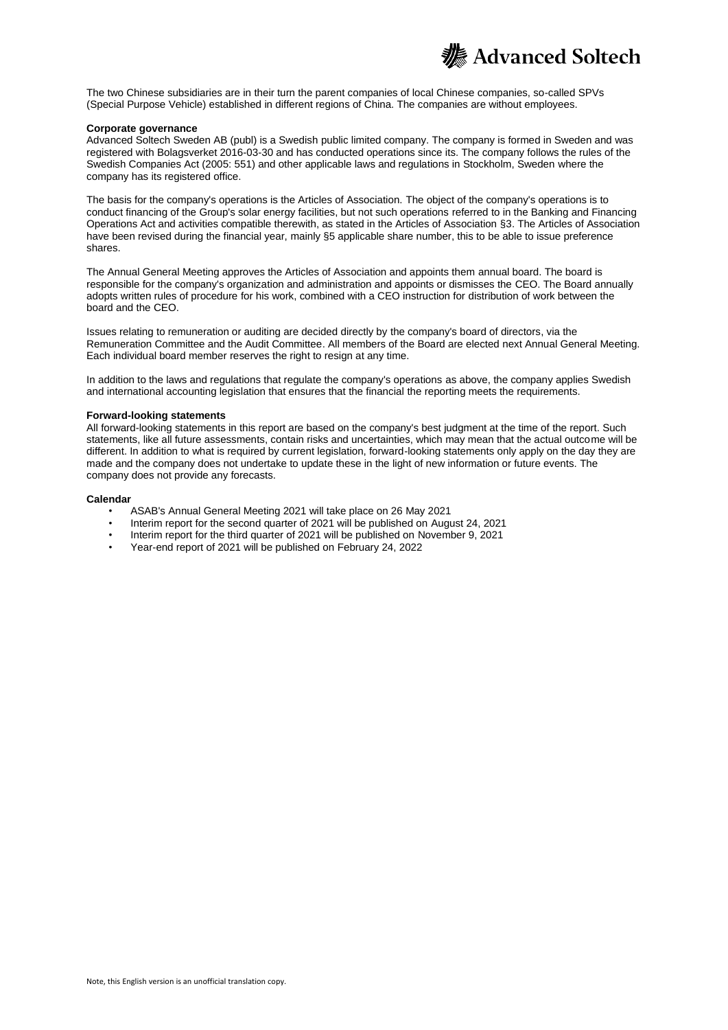The two Chinese subsidiaries are in their turn the parent companies of local Chinese companies, so-called SPVs (Special Purpose Vehicle) established in different regions of China. The companies are without employees.

**Corporate governance**

Advanced Soltech Sweden AB (publ) is a Swedish public limited company. The company is formed in Sweden and was registered with Bolagsverket 2016-03-30 and has conducted operations since its. The company follows the rules of the Swedish Companies Act (2005: 551) and other applicable laws and regulations in Stockholm, Sweden where the company has its registered office.

The basis for the company's operations is the Articles of Association. The object of the company's operations is to conduct financing of the Group's solar energy facilities, but not such operations referred to in the Banking and Financing Operations Act and activities compatible therewith, as stated in the Articles of Association §3. The Articles of Association have been revised during the financial year, mainly §5 applicable share number, this to be able to issue preference shares.

The Annual General Meeting approves the Articles of Association and appoints them annual board. The board is responsible for the company's organization and administration and appoints or dismisses the CEO. The Board annually adopts written rules of procedure for his work, combined with a CEO instruction for distribution of work between the board and the CEO.

Issues relating to remuneration or auditing are decided directly by the company's board of directors, via the Remuneration Committee and the Audit Committee. All members of the Board are elected next Annual General Meeting. Each individual board member reserves the right to resign at any time.

In addition to the laws and regulations that regulate the company's operations as above, the company applies Swedish and international accounting legislation that ensures that the financial the reporting meets the requirements.

**Forward-looking statements**

All forward-looking statements in this report are based on the company's best judgment at the time of the report. Such statements, like all future assessments, contain risks and uncertainties, which may mean that the actual outcome will be different. In addition to what is required by current legislation, forward-looking statements only apply on the day they are made and the company does not undertake to update these in the light of new information or future events. The company does not provide any forecasts.

**Calendar**

- ASAB's Annual General Meeting 2021 will take place on 26 May 2021
- Interim report for the second quarter of 2021 will be published on August 24, 2021
- Interim report for the third quarter of 2021 will be published on November 9, 2021
- Year-end report of 2021 will be published on February 24, 2022

Note, this English version is an unofficial translation copy.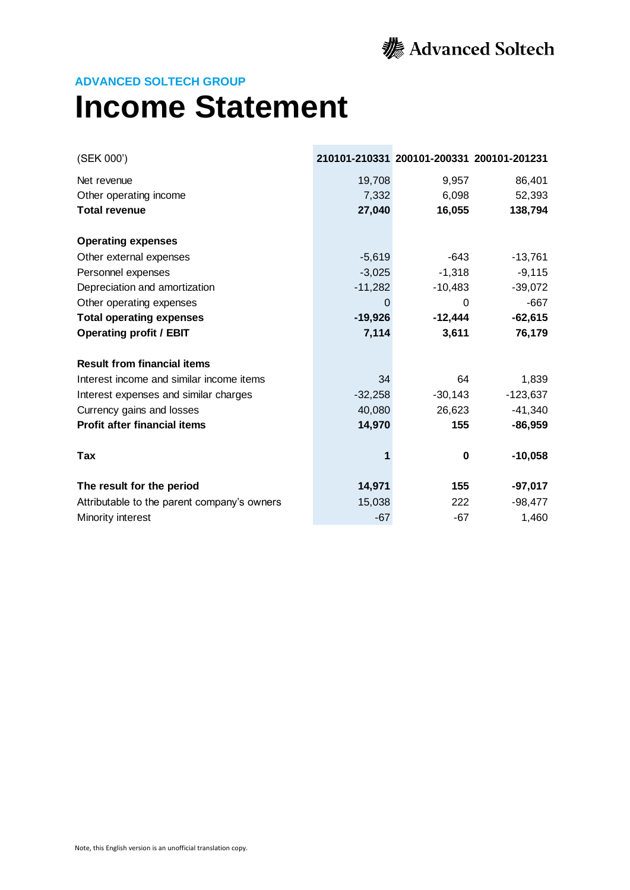## ADVANCED SOLTECH GROUP

# Income Statement

| (SEK 000') | 210101-210331 | 200101-200331 | 200101-201231 |
|---|---|---|---|
| Net revenue | 19,708 | 9,957 | 86,401 |
| Other operating income | 7,332 | 6,098 | 52,393 |
| **Total revenue** | **27,040** | **16,055** | **138,794** |
| | | | |
| **Operating expenses** | | | |
| Other external expenses | -5,619 | -643 | -13,761 |
| Personnel expenses | -3,025 | -1,318 | -9,115 |
| Depreciation and amortization | -11,282 | -10,483 | -39,072 |
| Other operating expenses | 0 | 0 | -667 |
| **Total operating expenses** | **-19,926** | **-12,444** | **-62,615** |
| **Operating profit / EBIT** | **7,114** | **3,611** | **76,179** |
| | | | |
| **Result from financial items** | | | |
| Interest income and similar income items | 34 | 64 | 1,839 |
| Interest expenses and similar charges | -32,258 | -30,143 | -123,637 |
| Currency gains and losses | 40,080 | 26,623 | -41,340 |
| **Profit after financial items** | **14,970** | **155** | **-86,959** |
| | | | |
| **Tax** | **1** | **0** | **-10,058** |
| | | | |
| **The result for the period** | **14,971** | **155** | **-97,017** |
| Attributable to the parent company's owners | 15,038 | 222 | -98,477 |
| Minority interest | -67 | -67 | 1,460 |

Note, this English version is an unofficial translation copy.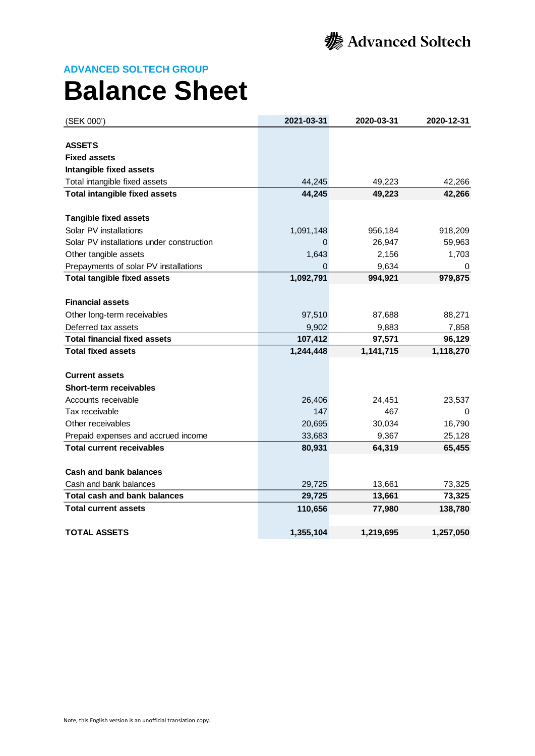Advanced Soltech

## ADVANCED SOLTECH GROUP

# Balance Sheet

| (SEK 000') | 2021-03-31 | 2020-03-31 | 2020-12-31 |
|---|---|---|---|
| **ASSETS** | | | |
| **Fixed assets** | | | |
| **Intangible fixed assets** | | | |
| Total intangible fixed assets | 44,245 | 49,223 | 42,266 |
| **Total intangible fixed assets** | **44,245** | **49,223** | **42,266** |
| | | | |
| **Tangible fixed assets** | | | |
| Solar PV installations | 1,091,148 | 956,184 | 918,209 |
| Solar PV installations under construction | 0 | 26,947 | 59,963 |
| Other tangible assets | 1,643 | 2,156 | 1,703 |
| Prepayments of solar PV installations | 0 | 9,634 | 0 |
| **Total tangible fixed assets** | **1,092,791** | **994,921** | **979,875** |
| | | | |
| **Financial assets** | | | |
| Other long-term receivables | 97,510 | 87,688 | 88,271 |
| Deferred tax assets | 9,902 | 9,883 | 7,858 |
| **Total financial fixed assets** | **107,412** | **97,571** | **96,129** |
| **Total fixed assets** | **1,244,448** | **1,141,715** | **1,118,270** |
| | | | |
| **Current assets** | | | |
| **Short-term receivables** | | | |
| Accounts receivable | 26,406 | 24,451 | 23,537 |
| Tax receivable | 147 | 467 | 0 |
| Other receivables | 20,695 | 30,034 | 16,790 |
| Prepaid expenses and accrued income | 33,683 | 9,367 | 25,128 |
| **Total current receivables** | **80,931** | **64,319** | **65,455** |
| | | | |
| **Cash and bank balances** | | | |
| Cash and bank balances | 29,725 | 13,661 | 73,325 |
| **Total cash and bank balances** | **29,725** | **13,661** | **73,325** |
| **Total current assets** | **110,656** | **77,980** | **138,780** |
| | | | |
| **TOTAL ASSETS** | **1,355,104** | **1,219,695** | **1,257,050** |

Note, this English version is an unofficial translation copy.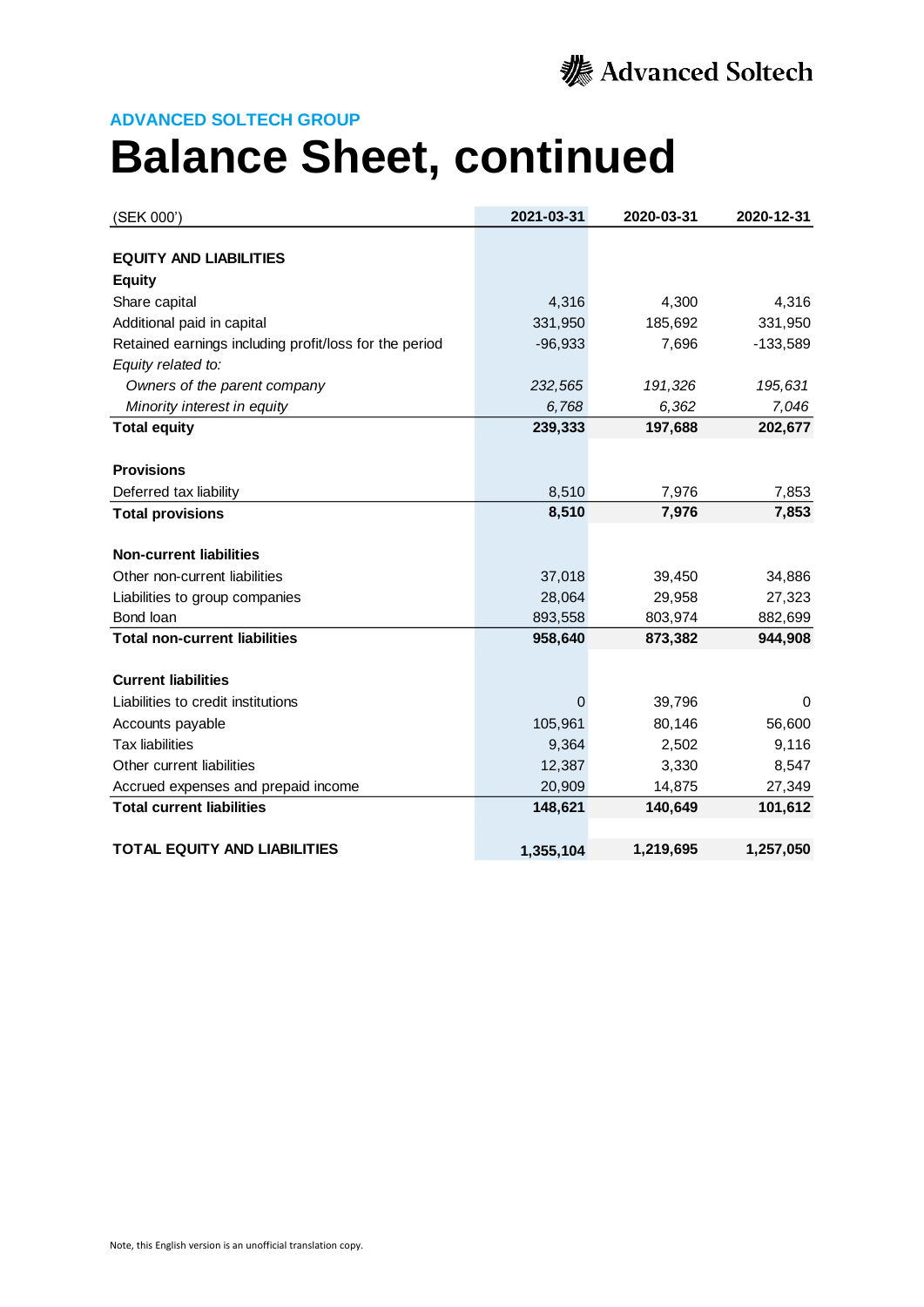Advanced Soltech

## ADVANCED SOLTECH GROUP

# Balance Sheet, continued

| (SEK 000') | 2021-03-31 | 2020-03-31 | 2020-12-31 |
|---|---|---|---|
| **EQUITY AND LIABILITIES** | | | |
| **Equity** | | | |
| Share capital | 4,316 | 4,300 | 4,316 |
| Additional paid in capital | 331,950 | 185,692 | 331,950 |
| Retained earnings including profit/loss for the period | -96,933 | 7,696 | -133,589 |
| *Equity related to:* | | | |
| *Owners of the parent company* | *232,565* | *191,326* | *195,631* |
| *Minority interest in equity* | *6,768* | *6,362* | *7,046* |
| **Total equity** | **239,333** | **197,688** | **202,677** |
| **Provisions** | | | |
| Deferred tax liability | 8,510 | 7,976 | 7,853 |
| **Total provisions** | **8,510** | **7,976** | **7,853** |
| **Non-current liabilities** | | | |
| Other non-current liabilities | 37,018 | 39,450 | 34,886 |
| Liabilities to group companies | 28,064 | 29,958 | 27,323 |
| Bond loan | 893,558 | 803,974 | 882,699 |
| **Total non-current liabilities** | **958,640** | **873,382** | **944,908** |
| **Current liabilities** | | | |
| Liabilities to credit institutions | 0 | 39,796 | 0 |
| Accounts payable | 105,961 | 80,146 | 56,600 |
| Tax liabilities | 9,364 | 2,502 | 9,116 |
| Other current liabilities | 12,387 | 3,330 | 8,547 |
| Accrued expenses and prepaid income | 20,909 | 14,875 | 27,349 |
| **Total current liabilities** | **148,621** | **140,649** | **101,612** |
| **TOTAL EQUITY AND LIABILITIES** | **1,355,104** | **1,219,695** | **1,257,050** |

Note, this English version is an unofficial translation copy.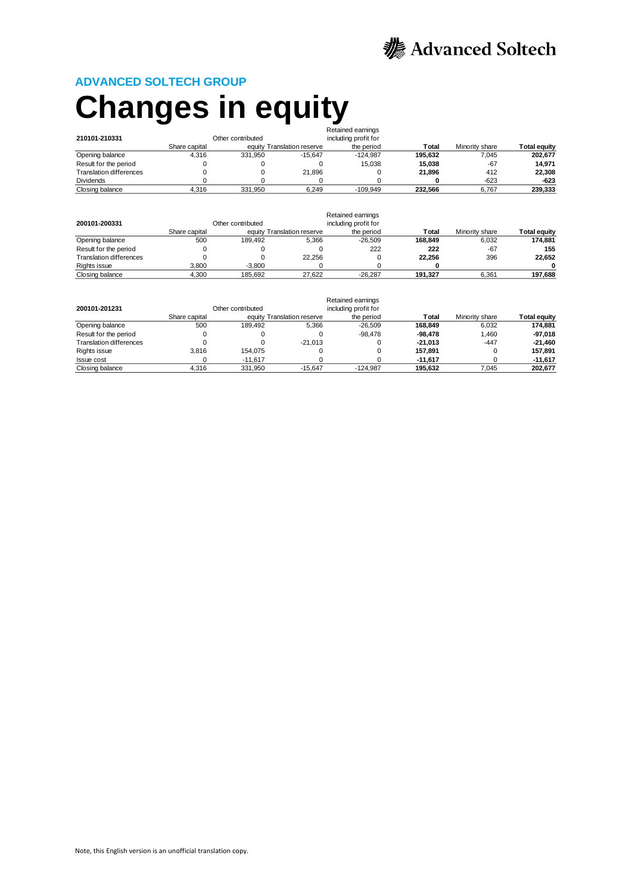## ADVANCED SOLTECH GROUP

# Changes in equity

| 210101-210331 | Share capital | Other contributed equity | Translation reserve | Retained earnings including profit for the period | **Total** | Minority share | **Total equity** |
|---|---|---|---|---|---|---|---|
| Opening balance | 4,316 | 331,950 | -15,647 | -124,987 | **195,632** | 7,045 | **202,677** |
| Result for the period | 0 | 0 | 0 | 15,038 | **15,038** | -67 | **14,971** |
| Translation differences | 0 | 0 | 21,896 | 0 | **21,896** | 412 | **22,308** |
| Dividends | 0 | 0 | 0 | 0 | **0** | -623 | **-623** |
| Closing balance | 4,316 | 331,950 | 6,249 | -109,949 | **232,566** | 6,767 | **239,333** |

| 200101-200331 | Share capital | Other contributed equity | Translation reserve | Retained earnings including profit for the period | **Total** | Minority share | **Total equity** |
|---|---|---|---|---|---|---|---|
| Opening balance | 500 | 189,492 | 5,366 | -26,509 | **168,849** | 6,032 | **174,881** |
| Result for the period | 0 | 0 | 0 | 222 | **222** | -67 | **155** |
| Translation differences | 0 | 0 | 22,256 | 0 | **22,256** | 396 | **22,652** |
| Rights issue | 3,800 | -3,800 | 0 | 0 | **0** | | **0** |
| Closing balance | 4,300 | 185,692 | 27,622 | -26,287 | **191,327** | 6,361 | **197,688** |

| 200101-201231 | Share capital | Other contributed equity | Translation reserve | Retained earnings including profit for the period | **Total** | Minority share | **Total equity** |
|---|---|---|---|---|---|---|---|
| Opening balance | 500 | 189,492 | 5,366 | -26,509 | **168,849** | 6,032 | **174,881** |
| Result for the period | 0 | 0 | 0 | -98,478 | **-98,478** | 1,460 | **-97,018** |
| Translation differences | 0 | 0 | -21,013 | 0 | **-21,013** | -447 | **-21,460** |
| Rights issue | 3,816 | 154,075 | 0 | 0 | **157,891** | 0 | **157,891** |
| Issue cost | 0 | -11,617 | 0 | 0 | **-11,617** | 0 | **-11,617** |
| Closing balance | 4,316 | 331,950 | -15,647 | -124,987 | **195,632** | 7,045 | **202,677** |

Note, this English version is an unofficial translation copy.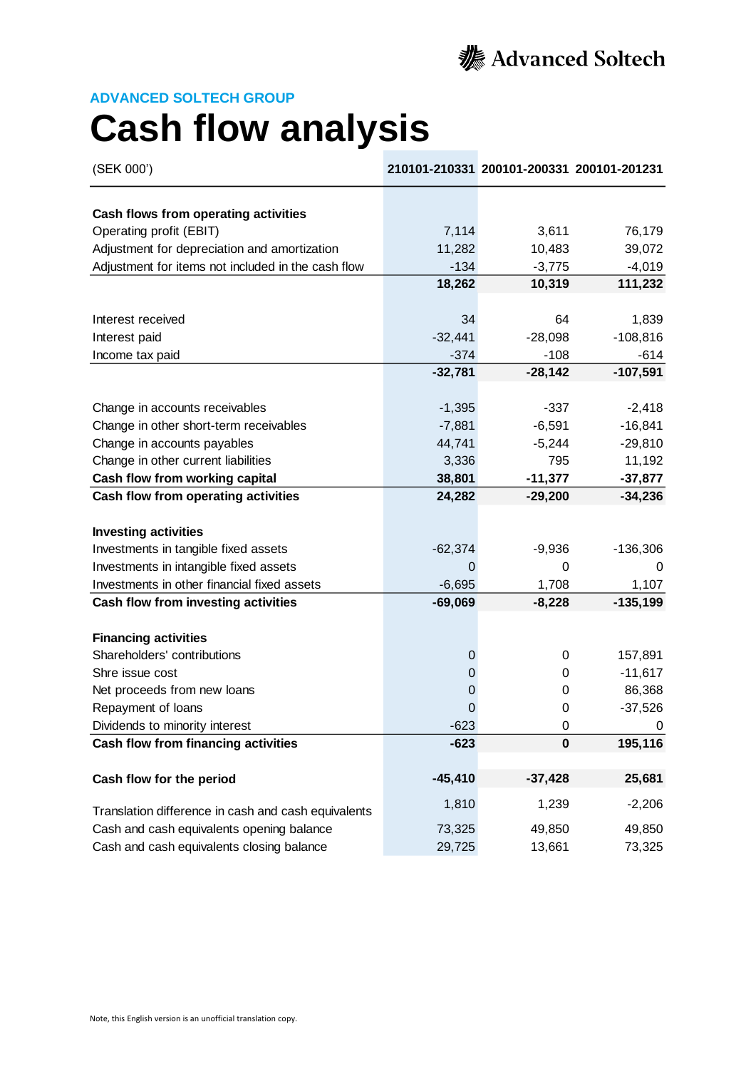Advanced Soltech

## ADVANCED SOLTECH GROUP

# Cash flow analysis

| (SEK 000') | 210101-210331 | 200101-200331 | 200101-201231 |
|---|---|---|---|
| **Cash flows from operating activities** | | | |
| Operating profit (EBIT) | 7,114 | 3,611 | 76,179 |
| Adjustment for depreciation and amortization | 11,282 | 10,483 | 39,072 |
| Adjustment for items not included in the cash flow | -134 | -3,775 | -4,019 |
| | **18,262** | **10,319** | **111,232** |
| Interest received | 34 | 64 | 1,839 |
| Interest paid | -32,441 | -28,098 | -108,816 |
| Income tax paid | -374 | -108 | -614 |
| | **-32,781** | **-28,142** | **-107,591** |
| Change in accounts receivables | -1,395 | -337 | -2,418 |
| Change in other short-term receivables | -7,881 | -6,591 | -16,841 |
| Change in accounts payables | 44,741 | -5,244 | -29,810 |
| Change in other current liabilities | 3,336 | 795 | 11,192 |
| **Cash flow from working capital** | **38,801** | **-11,377** | **-37,877** |
| **Cash flow from operating activities** | **24,282** | **-29,200** | **-34,236** |
| **Investing activities** | | | |
| Investments in tangible fixed assets | -62,374 | -9,936 | -136,306 |
| Investments in intangible fixed assets | 0 | 0 | 0 |
| Investments in other financial fixed assets | -6,695 | 1,708 | 1,107 |
| **Cash flow from investing activities** | **-69,069** | **-8,228** | **-135,199** |
| **Financing activities** | | | |
| Shareholders' contributions | 0 | 0 | 157,891 |
| Shre issue cost | 0 | 0 | -11,617 |
| Net proceeds from new loans | 0 | 0 | 86,368 |
| Repayment of loans | 0 | 0 | -37,526 |
| Dividends to minority interest | -623 | 0 | 0 |
| **Cash flow from financing activities** | **-623** | **0** | **195,116** |
| **Cash flow for the period** | **-45,410** | **-37,428** | **25,681** |
| Translation difference in cash and cash equivalents | 1,810 | 1,239 | -2,206 |
| Cash and cash equivalents opening balance | 73,325 | 49,850 | 49,850 |
| Cash and cash equivalents closing balance | 29,725 | 13,661 | 73,325 |

Note, this English version is an unofficial translation copy.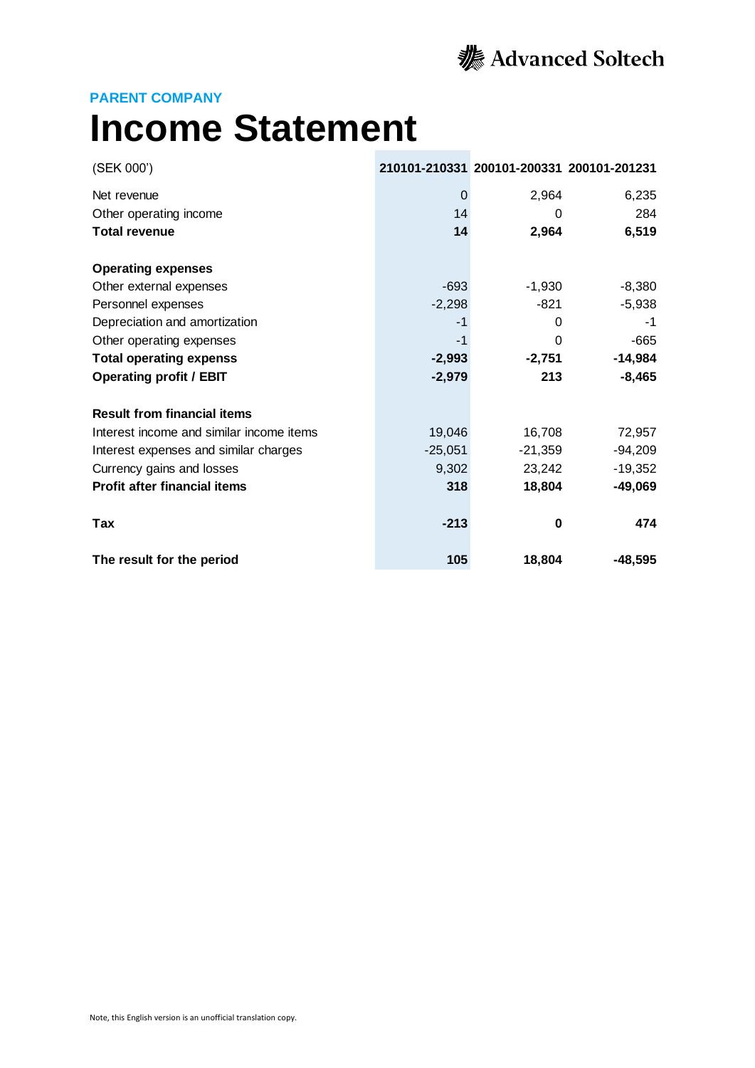**PARENT COMPANY**

# Income Statement

| (SEK 000') | 210101-210331 | 200101-200331 | 200101-201231 |
|---|---|---|---|
| Net revenue | 0 | 2,964 | 6,235 |
| Other operating income | 14 | 0 | 284 |
| **Total revenue** | **14** | **2,964** | **6,519** |
| | | | |
| **Operating expenses** | | | |
| Other external expenses | -693 | -1,930 | -8,380 |
| Personnel expenses | -2,298 | -821 | -5,938 |
| Depreciation and amortization | -1 | 0 | -1 |
| Other operating expenses | -1 | 0 | -665 |
| **Total operating expenss** | **-2,993** | **-2,751** | **-14,984** |
| **Operating profit / EBIT** | **-2,979** | **213** | **-8,465** |
| | | | |
| **Result from financial items** | | | |
| Interest income and similar income items | 19,046 | 16,708 | 72,957 |
| Interest expenses and similar charges | -25,051 | -21,359 | -94,209 |
| Currency gains and losses | 9,302 | 23,242 | -19,352 |
| **Profit after financial items** | **318** | **18,804** | **-49,069** |
| | | | |
| **Tax** | **-213** | **0** | **474** |
| | | | |
| **The result for the period** | **105** | **18,804** | **-48,595** |

Note, this English version is an unofficial translation copy.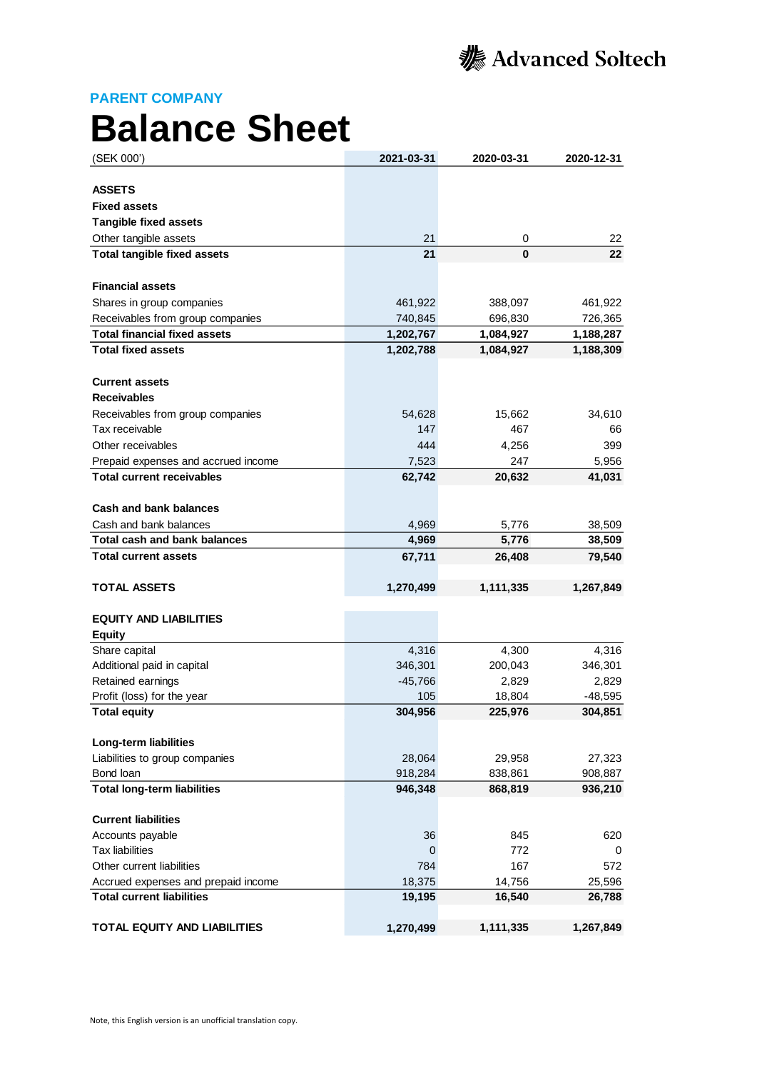Advanced Soltech

## PARENT COMPANY

# Balance Sheet

| (SEK 000') | 2021-03-31 | 2020-03-31 | 2020-12-31 |
|---|---|---|---|
| **ASSETS** | | | |
| **Fixed assets** | | | |
| **Tangible fixed assets** | | | |
| Other tangible assets | 21 | 0 | 22 |
| **Total tangible fixed assets** | **21** | **0** | **22** |
| | | | |
| **Financial assets** | | | |
| Shares in group companies | 461,922 | 388,097 | 461,922 |
| Receivables from group companies | 740,845 | 696,830 | 726,365 |
| **Total financial fixed assets** | **1,202,767** | **1,084,927** | **1,188,287** |
| **Total fixed assets** | **1,202,788** | **1,084,927** | **1,188,309** |
| | | | |
| **Current assets** | | | |
| **Receivables** | | | |
| Receivables from group companies | 54,628 | 15,662 | 34,610 |
| Tax receivable | 147 | 467 | 66 |
| Other receivables | 444 | 4,256 | 399 |
| Prepaid expenses and accrued income | 7,523 | 247 | 5,956 |
| **Total current receivables** | **62,742** | **20,632** | **41,031** |
| | | | |
| **Cash and bank balances** | | | |
| Cash and bank balances | 4,969 | 5,776 | 38,509 |
| **Total cash and bank balances** | **4,969** | **5,776** | **38,509** |
| **Total current assets** | **67,711** | **26,408** | **79,540** |
| | | | |
| **TOTAL ASSETS** | **1,270,499** | **1,111,335** | **1,267,849** |
| | | | |
| **EQUITY AND LIABILITIES** | | | |
| **Equity** | | | |
| Share capital | 4,316 | 4,300 | 4,316 |
| Additional paid in capital | 346,301 | 200,043 | 346,301 |
| Retained earnings | -45,766 | 2,829 | 2,829 |
| Profit (loss) for the year | 105 | 18,804 | -48,595 |
| **Total equity** | **304,956** | **225,976** | **304,851** |
| | | | |
| **Long-term liabilities** | | | |
| Liabilities to group companies | 28,064 | 29,958 | 27,323 |
| Bond loan | 918,284 | 838,861 | 908,887 |
| **Total long-term liabilities** | **946,348** | **868,819** | **936,210** |
| | | | |
| **Current liabilities** | | | |
| Accounts payable | 36 | 845 | 620 |
| Tax liabilities | 0 | 772 | 0 |
| Other current liabilities | 784 | 167 | 572 |
| Accrued expenses and prepaid income | 18,375 | 14,756 | 25,596 |
| **Total current liabilities** | **19,195** | **16,540** | **26,788** |
| | | | |
| **TOTAL EQUITY AND LIABILITIES** | **1,270,499** | **1,111,335** | **1,267,849** |

Note, this English version is an unofficial translation copy.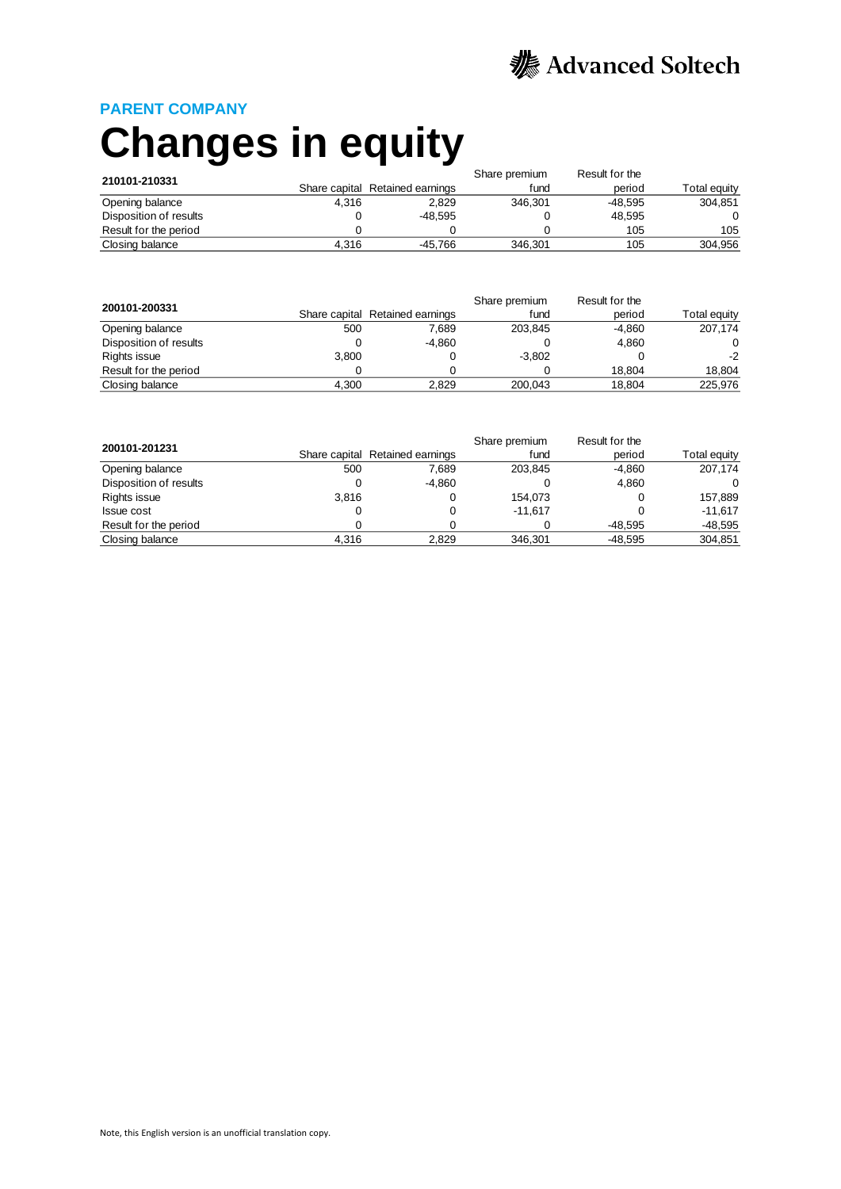## PARENT COMPANY

# Changes in equity

| 210101-210331 | Share capital | Retained earnings | Share premium fund | Result for the period | Total equity |
|---|---|---|---|---|---|
| Opening balance | 4,316 | 2,829 | 346,301 | -48,595 | 304,851 |
| Disposition of results | 0 | -48,595 | 0 | 48,595 | 0 |
| Result for the period | 0 | 0 | 0 | 105 | 105 |
| Closing balance | 4,316 | -45,766 | 346,301 | 105 | 304,956 |

| 200101-200331 | Share capital | Retained earnings | Share premium fund | Result for the period | Total equity |
|---|---|---|---|---|---|
| Opening balance | 500 | 7,689 | 203,845 | -4,860 | 207,174 |
| Disposition of results | 0 | -4,860 | 0 | 4,860 | 0 |
| Rights issue | 3,800 | 0 | -3,802 | 0 | -2 |
| Result for the period | 0 | 0 | 0 | 18,804 | 18,804 |
| Closing balance | 4,300 | 2,829 | 200,043 | 18,804 | 225,976 |

| 200101-201231 | Share capital | Retained earnings | Share premium fund | Result for the period | Total equity |
|---|---|---|---|---|---|
| Opening balance | 500 | 7,689 | 203,845 | -4,860 | 207,174 |
| Disposition of results | 0 | -4,860 | 0 | 4,860 | 0 |
| Rights issue | 3,816 | 0 | 154,073 | 0 | 157,889 |
| Issue cost | 0 | 0 | -11,617 | 0 | -11,617 |
| Result for the period | 0 | 0 | 0 | -48,595 | -48,595 |
| Closing balance | 4,316 | 2,829 | 346,301 | -48,595 | 304,851 |

Note, this English version is an unofficial translation copy.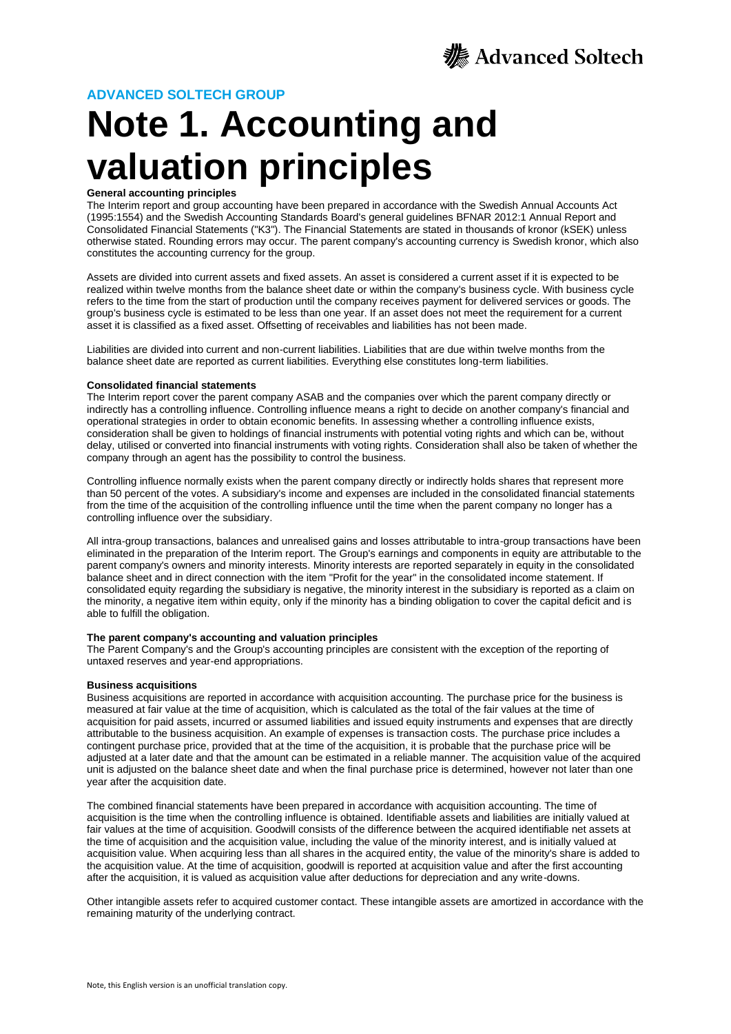**ADVANCED SOLTECH GROUP**

# Note 1. Accounting and valuation principles

**General accounting principles**

The Interim report and group accounting have been prepared in accordance with the Swedish Annual Accounts Act (1995:1554) and the Swedish Accounting Standards Board's general guidelines BFNAR 2012:1 Annual Report and Consolidated Financial Statements ("K3"). The Financial Statements are stated in thousands of kronor (kSEK) unless otherwise stated. Rounding errors may occur. The parent company's accounting currency is Swedish kronor, which also constitutes the accounting currency for the group.

Assets are divided into current assets and fixed assets. An asset is considered a current asset if it is expected to be realized within twelve months from the balance sheet date or within the company's business cycle. With business cycle refers to the time from the start of production until the company receives payment for delivered services or goods. The group's business cycle is estimated to be less than one year. If an asset does not meet the requirement for a current asset it is classified as a fixed asset. Offsetting of receivables and liabilities has not been made.

Liabilities are divided into current and non-current liabilities. Liabilities that are due within twelve months from the balance sheet date are reported as current liabilities. Everything else constitutes long-term liabilities.

**Consolidated financial statements**

The Interim report cover the parent company ASAB and the companies over which the parent company directly or indirectly has a controlling influence. Controlling influence means a right to decide on another company's financial and operational strategies in order to obtain economic benefits. In assessing whether a controlling influence exists, consideration shall be given to holdings of financial instruments with potential voting rights and which can be, without delay, utilised or converted into financial instruments with voting rights. Consideration shall also be taken of whether the company through an agent has the possibility to control the business.

Controlling influence normally exists when the parent company directly or indirectly holds shares that represent more than 50 percent of the votes. A subsidiary's income and expenses are included in the consolidated financial statements from the time of the acquisition of the controlling influence until the time when the parent company no longer has a controlling influence over the subsidiary.

All intra-group transactions, balances and unrealised gains and losses attributable to intra-group transactions have been eliminated in the preparation of the Interim report. The Group's earnings and components in equity are attributable to the parent company's owners and minority interests. Minority interests are reported separately in equity in the consolidated balance sheet and in direct connection with the item "Profit for the year" in the consolidated income statement. If consolidated equity regarding the subsidiary is negative, the minority interest in the subsidiary is reported as a claim on the minority, a negative item within equity, only if the minority has a binding obligation to cover the capital deficit and is able to fulfill the obligation.

**The parent company's accounting and valuation principles**

The Parent Company's and the Group's accounting principles are consistent with the exception of the reporting of untaxed reserves and year-end appropriations.

**Business acquisitions**

Business acquisitions are reported in accordance with acquisition accounting. The purchase price for the business is measured at fair value at the time of acquisition, which is calculated as the total of the fair values at the time of acquisition for paid assets, incurred or assumed liabilities and issued equity instruments and expenses that are directly attributable to the business acquisition. An example of expenses is transaction costs. The purchase price includes a contingent purchase price, provided that at the time of the acquisition, it is probable that the purchase price will be adjusted at a later date and that the amount can be estimated in a reliable manner. The acquisition value of the acquired unit is adjusted on the balance sheet date and when the final purchase price is determined, however not later than one year after the acquisition date.

The combined financial statements have been prepared in accordance with acquisition accounting. The time of acquisition is the time when the controlling influence is obtained. Identifiable assets and liabilities are initially valued at fair values at the time of acquisition. Goodwill consists of the difference between the acquired identifiable net assets at the time of acquisition and the acquisition value, including the value of the minority interest, and is initially valued at acquisition value. When acquiring less than all shares in the acquired entity, the value of the minority's share is added to the acquisition value. At the time of acquisition, goodwill is reported at acquisition value and after the first accounting after the acquisition, it is valued as acquisition value after deductions for depreciation and any write-downs.

Other intangible assets refer to acquired customer contact. These intangible assets are amortized in accordance with the remaining maturity of the underlying contract.

Note, this English version is an unofficial translation copy.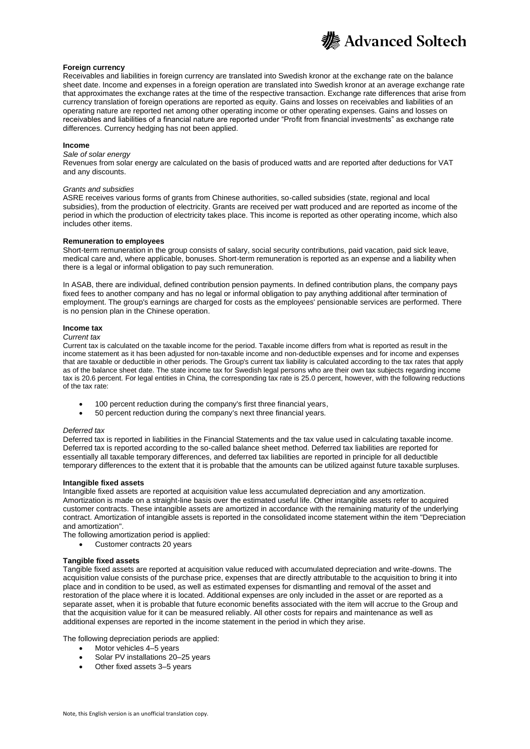**Foreign currency**

Receivables and liabilities in foreign currency are translated into Swedish kronor at the exchange rate on the balance sheet date. Income and expenses in a foreign operation are translated into Swedish kronor at an average exchange rate that approximates the exchange rates at the time of the respective transaction. Exchange rate differences that arise from currency translation of foreign operations are reported as equity. Gains and losses on receivables and liabilities of an operating nature are reported net among other operating income or other operating expenses. Gains and losses on receivables and liabilities of a financial nature are reported under "Profit from financial investments" as exchange rate differences. Currency hedging has not been applied.

**Income**

*Sale of solar energy*

Revenues from solar energy are calculated on the basis of produced watts and are reported after deductions for VAT and any discounts.

*Grants and subsidies*

ASRE receives various forms of grants from Chinese authorities, so-called subsidies (state, regional and local subsidies), from the production of electricity. Grants are received per watt produced and are reported as income of the period in which the production of electricity takes place. This income is reported as other operating income, which also includes other items.

**Remuneration to employees**

Short-term remuneration in the group consists of salary, social security contributions, paid vacation, paid sick leave, medical care and, where applicable, bonuses. Short-term remuneration is reported as an expense and a liability when there is a legal or informal obligation to pay such remuneration.

In ASAB, there are individual, defined contribution pension payments. In defined contribution plans, the company pays fixed fees to another company and has no legal or informal obligation to pay anything additional after termination of employment. The group's earnings are charged for costs as the employees' pensionable services are performed. There is no pension plan in the Chinese operation.

**Income tax**

*Current tax*

Current tax is calculated on the taxable income for the period. Taxable income differs from what is reported as result in the income statement as it has been adjusted for non-taxable income and non-deductible expenses and for income and expenses that are taxable or deductible in other periods. The Group's current tax liability is calculated according to the tax rates that apply as of the balance sheet date. The state income tax for Swedish legal persons who are their own tax subjects regarding income tax is 20.6 percent. For legal entities in China, the corresponding tax rate is 25.0 percent, however, with the following reductions of the tax rate:

- 100 percent reduction during the company's first three financial years,
- 50 percent reduction during the company's next three financial years.

*Deferred tax*

Deferred tax is reported in liabilities in the Financial Statements and the tax value used in calculating taxable income. Deferred tax is reported according to the so-called balance sheet method. Deferred tax liabilities are reported for essentially all taxable temporary differences, and deferred tax liabilities are reported in principle for all deductible temporary differences to the extent that it is probable that the amounts can be utilized against future taxable surpluses.

**Intangible fixed assets**

Intangible fixed assets are reported at acquisition value less accumulated depreciation and any amortization. Amortization is made on a straight-line basis over the estimated useful life. Other intangible assets refer to acquired customer contracts. These intangible assets are amortized in accordance with the remaining maturity of the underlying contract. Amortization of intangible assets is reported in the consolidated income statement within the item "Depreciation and amortization".

The following amortization period is applied:

- Customer contracts 20 years

**Tangible fixed assets**

Tangible fixed assets are reported at acquisition value reduced with accumulated depreciation and write-downs. The acquisition value consists of the purchase price, expenses that are directly attributable to the acquisition to bring it into place and in condition to be used, as well as estimated expenses for dismantling and removal of the asset and restoration of the place where it is located. Additional expenses are only included in the asset or are reported as a separate asset, when it is probable that future economic benefits associated with the item will accrue to the Group and that the acquisition value for it can be measured reliably. All other costs for repairs and maintenance as well as additional expenses are reported in the income statement in the period in which they arise.

The following depreciation periods are applied:

- Motor vehicles 4–5 years
- Solar PV installations 20–25 years
- Other fixed assets 3–5 years

Note, this English version is an unofficial translation copy.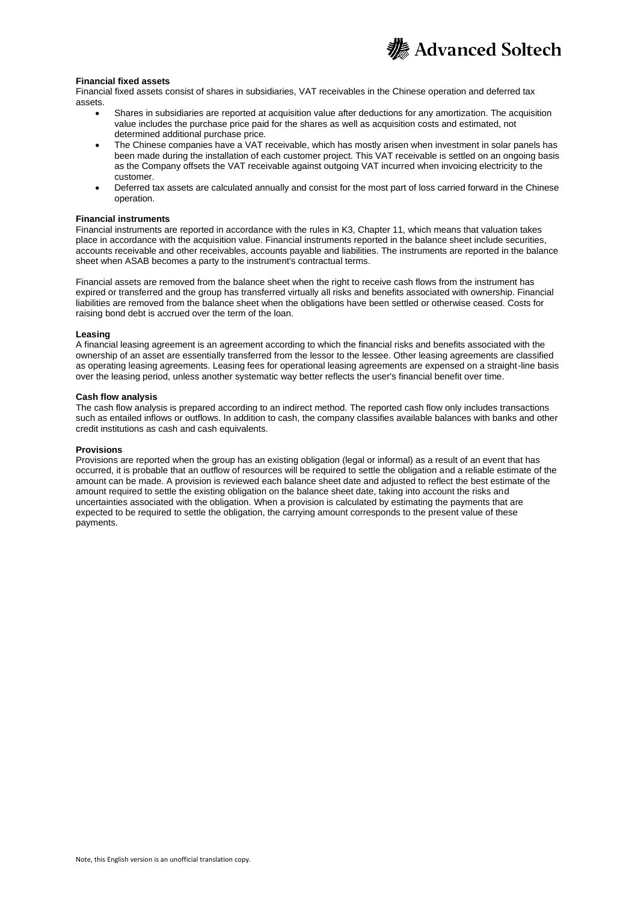**Financial fixed assets**

Financial fixed assets consist of shares in subsidiaries, VAT receivables in the Chinese operation and deferred tax assets.

- Shares in subsidiaries are reported at acquisition value after deductions for any amortization. The acquisition value includes the purchase price paid for the shares as well as acquisition costs and estimated, not determined additional purchase price.
- The Chinese companies have a VAT receivable, which has mostly arisen when investment in solar panels has been made during the installation of each customer project. This VAT receivable is settled on an ongoing basis as the Company offsets the VAT receivable against outgoing VAT incurred when invoicing electricity to the customer.
- Deferred tax assets are calculated annually and consist for the most part of loss carried forward in the Chinese operation.

**Financial instruments**

Financial instruments are reported in accordance with the rules in K3, Chapter 11, which means that valuation takes place in accordance with the acquisition value. Financial instruments reported in the balance sheet include securities, accounts receivable and other receivables, accounts payable and liabilities. The instruments are reported in the balance sheet when ASAB becomes a party to the instrument's contractual terms.

Financial assets are removed from the balance sheet when the right to receive cash flows from the instrument has expired or transferred and the group has transferred virtually all risks and benefits associated with ownership. Financial liabilities are removed from the balance sheet when the obligations have been settled or otherwise ceased. Costs for raising bond debt is accrued over the term of the loan.

**Leasing**

A financial leasing agreement is an agreement according to which the financial risks and benefits associated with the ownership of an asset are essentially transferred from the lessor to the lessee. Other leasing agreements are classified as operating leasing agreements. Leasing fees for operational leasing agreements are expensed on a straight-line basis over the leasing period, unless another systematic way better reflects the user's financial benefit over time.

**Cash flow analysis**

The cash flow analysis is prepared according to an indirect method. The reported cash flow only includes transactions such as entailed inflows or outflows. In addition to cash, the company classifies available balances with banks and other credit institutions as cash and cash equivalents.

**Provisions**

Provisions are reported when the group has an existing obligation (legal or informal) as a result of an event that has occurred, it is probable that an outflow of resources will be required to settle the obligation and a reliable estimate of the amount can be made. A provision is reviewed each balance sheet date and adjusted to reflect the best estimate of the amount required to settle the existing obligation on the balance sheet date, taking into account the risks and uncertainties associated with the obligation. When a provision is calculated by estimating the payments that are expected to be required to settle the obligation, the carrying amount corresponds to the present value of these payments.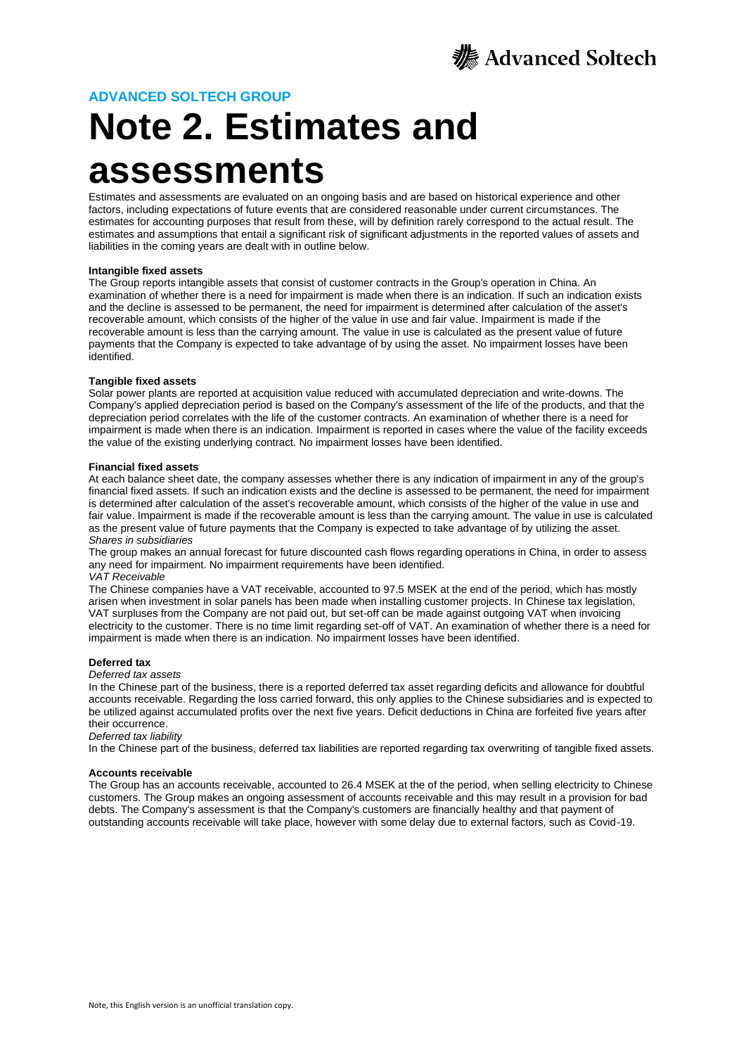ADVANCED SOLTECH GROUP

# Note 2. Estimates and assessments

Estimates and assessments are evaluated on an ongoing basis and are based on historical experience and other factors, including expectations of future events that are considered reasonable under current circumstances. The estimates for accounting purposes that result from these, will by definition rarely correspond to the actual result. The estimates and assumptions that entail a significant risk of significant adjustments in the reported values of assets and liabilities in the coming years are dealt with in outline below.

**Intangible fixed assets**

The Group reports intangible assets that consist of customer contracts in the Group's operation in China. An examination of whether there is a need for impairment is made when there is an indication. If such an indication exists and the decline is assessed to be permanent, the need for impairment is determined after calculation of the asset's recoverable amount, which consists of the higher of the value in use and fair value. Impairment is made if the recoverable amount is less than the carrying amount. The value in use is calculated as the present value of future payments that the Company is expected to take advantage of by using the asset. No impairment losses have been identified.

**Tangible fixed assets**

Solar power plants are reported at acquisition value reduced with accumulated depreciation and write-downs. The Company's applied depreciation period is based on the Company's assessment of the life of the products, and that the depreciation period correlates with the life of the customer contracts. An examination of whether there is a need for impairment is made when there is an indication. Impairment is reported in cases where the value of the facility exceeds the value of the existing underlying contract. No impairment losses have been identified.

**Financial fixed assets**

At each balance sheet date, the company assesses whether there is any indication of impairment in any of the group's financial fixed assets. If such an indication exists and the decline is assessed to be permanent, the need for impairment is determined after calculation of the asset's recoverable amount, which consists of the higher of the value in use and fair value. Impairment is made if the recoverable amount is less than the carrying amount. The value in use is calculated as the present value of future payments that the Company is expected to take advantage of by utilizing the asset.

*Shares in subsidiaries*

The group makes an annual forecast for future discounted cash flows regarding operations in China, in order to assess any need for impairment. No impairment requirements have been identified.

*VAT Receivable*

The Chinese companies have a VAT receivable, accounted to 97.5 MSEK at the end of the period, which has mostly arisen when investment in solar panels has been made when installing customer projects. In Chinese tax legislation, VAT surpluses from the Company are not paid out, but set-off can be made against outgoing VAT when invoicing electricity to the customer. There is no time limit regarding set-off of VAT. An examination of whether there is a need for impairment is made when there is an indication. No impairment losses have been identified.

**Deferred tax**

*Deferred tax assets*

In the Chinese part of the business, there is a reported deferred tax asset regarding deficits and allowance for doubtful accounts receivable. Regarding the loss carried forward, this only applies to the Chinese subsidiaries and is expected to be utilized against accumulated profits over the next five years. Deficit deductions in China are forfeited five years after their occurrence.

*Deferred tax liability*

In the Chinese part of the business, deferred tax liabilities are reported regarding tax overwriting of tangible fixed assets.

**Accounts receivable**

The Group has an accounts receivable, accounted to 26.4 MSEK at the of the period, when selling electricity to Chinese customers. The Group makes an ongoing assessment of accounts receivable and this may result in a provision for bad debts. The Company's assessment is that the Company's customers are financially healthy and that payment of outstanding accounts receivable will take place, however with some delay due to external factors, such as Covid-19.

Note, this English version is an unofficial translation copy.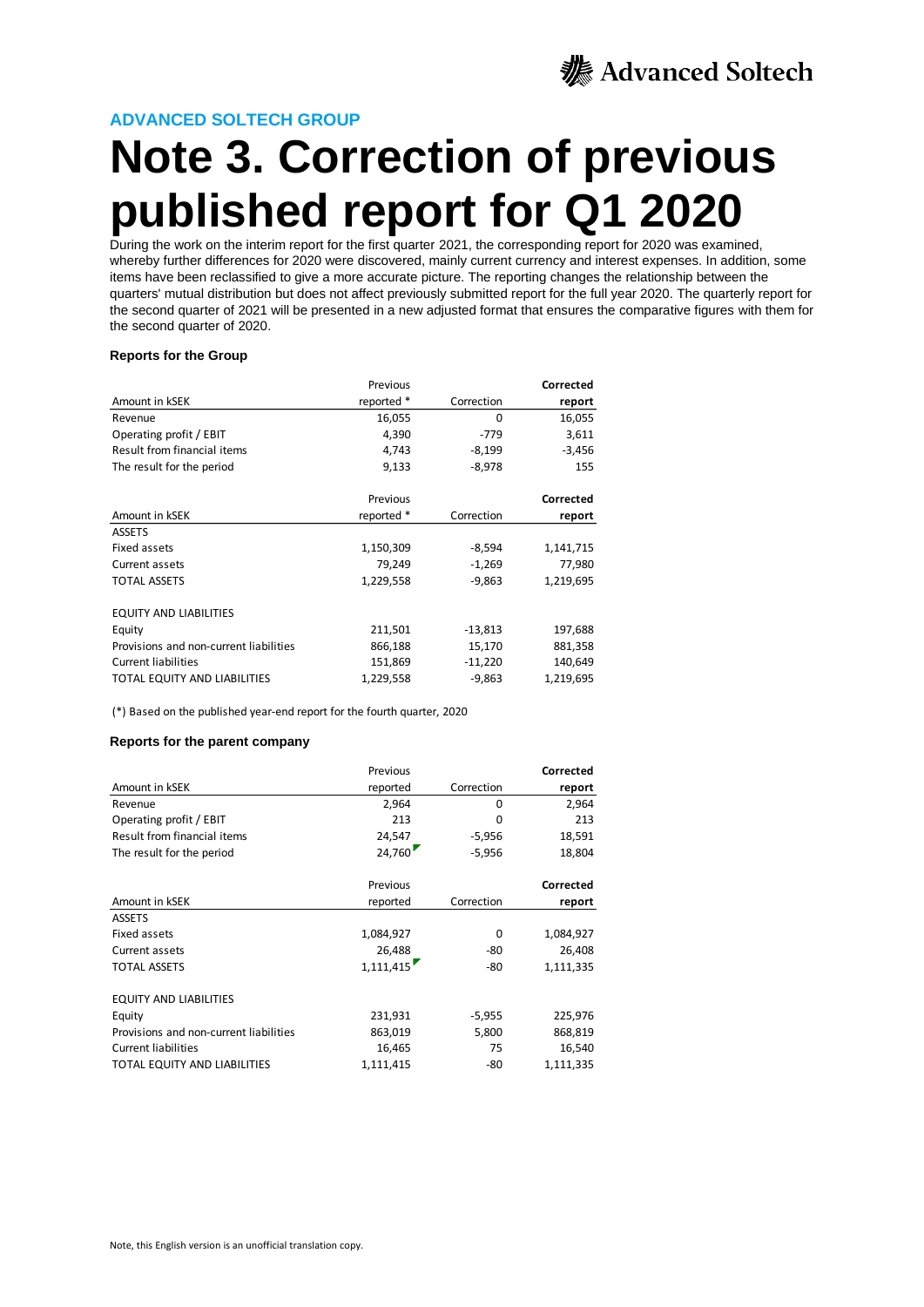## ADVANCED SOLTECH GROUP

# Note 3. Correction of previous published report for Q1 2020

During the work on the interim report for the first quarter 2021, the corresponding report for 2020 was examined, whereby further differences for 2020 were discovered, mainly current currency and interest expenses. In addition, some items have been reclassified to give a more accurate picture. The reporting changes the relationship between the quarters' mutual distribution but does not affect previously submitted report for the full year 2020. The quarterly report for the second quarter of 2021 will be presented in a new adjusted format that ensures the comparative figures with them for the second quarter of 2020.

### Reports for the Group

| Amount in kSEK | Previous reported * | Correction | **Corrected report** |
|---|---|---|---|
| Revenue | 16,055 | 0 | 16,055 |
| Operating profit / EBIT | 4,390 | -779 | 3,611 |
| Result from financial items | 4,743 | -8,199 | -3,456 |
| The result for the period | 9,133 | -8,978 | 155 |

| Amount in kSEK | Previous reported * | Correction | **Corrected report** |
|---|---|---|---|
| ASSETS | | | |
| Fixed assets | 1,150,309 | -8,594 | 1,141,715 |
| Current assets | 79,249 | -1,269 | 77,980 |
| TOTAL ASSETS | 1,229,558 | -9,863 | 1,219,695 |
| | | | |
| EQUITY AND LIABILITIES | | | |
| Equity | 211,501 | -13,813 | 197,688 |
| Provisions and non-current liabilities | 866,188 | 15,170 | 881,358 |
| Current liabilities | 151,869 | -11,220 | 140,649 |
| TOTAL EQUITY AND LIABILITIES | 1,229,558 | -9,863 | 1,219,695 |

(*) Based on the published year-end report for the fourth quarter, 2020

### Reports for the parent company

| Amount in kSEK | Previous reported | Correction | **Corrected report** |
|---|---|---|---|
| Revenue | 2,964 | 0 | 2,964 |
| Operating profit / EBIT | 213 | 0 | 213 |
| Result from financial items | 24,547 | -5,956 | 18,591 |
| The result for the period | 24,760 | -5,956 | 18,804 |

| Amount in kSEK | Previous reported | Correction | **Corrected report** |
|---|---|---|---|
| ASSETS | | | |
| Fixed assets | 1,084,927 | 0 | 1,084,927 |
| Current assets | 26,488 | -80 | 26,408 |
| TOTAL ASSETS | 1,111,415 | -80 | 1,111,335 |
| | | | |
| EQUITY AND LIABILITIES | | | |
| Equity | 231,931 | -5,955 | 225,976 |
| Provisions and non-current liabilities | 863,019 | 5,800 | 868,819 |
| Current liabilities | 16,465 | 75 | 16,540 |
| TOTAL EQUITY AND LIABILITIES | 1,111,415 | -80 | 1,111,335 |

Note, this English version is an unofficial translation copy.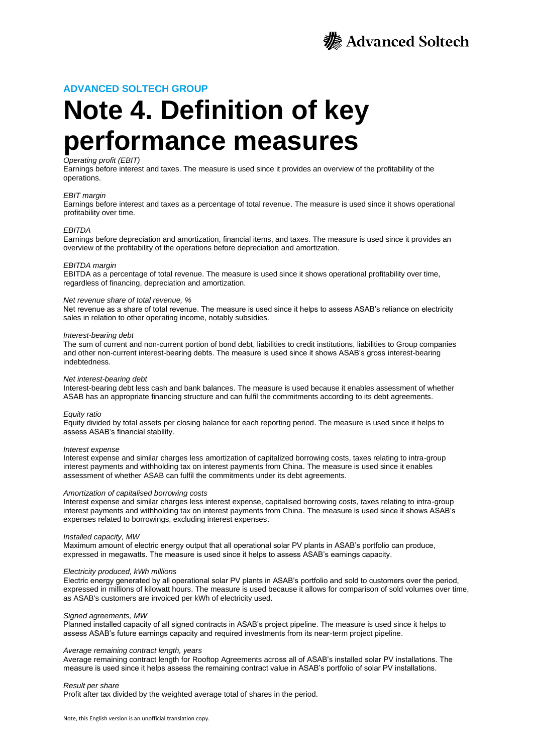ADVANCED SOLTECH GROUP

# Note 4. Definition of key performance measures

*Operating profit (EBIT)*
Earnings before interest and taxes. The measure is used since it provides an overview of the profitability of the operations.

*EBIT margin*
Earnings before interest and taxes as a percentage of total revenue. The measure is used since it shows operational profitability over time.

*EBITDA*
Earnings before depreciation and amortization, financial items, and taxes. The measure is used since it provides an overview of the profitability of the operations before depreciation and amortization.

*EBITDA margin*
EBITDA as a percentage of total revenue. The measure is used since it shows operational profitability over time, regardless of financing, depreciation and amortization.

*Net revenue share of total revenue, %*
Net revenue as a share of total revenue. The measure is used since it helps to assess ASAB's reliance on electricity sales in relation to other operating income, notably subsidies.

*Interest-bearing debt*
The sum of current and non-current portion of bond debt, liabilities to credit institutions, liabilities to Group companies and other non-current interest-bearing debts. The measure is used since it shows ASAB's gross interest-bearing indebtedness.

*Net interest-bearing debt*
Interest-bearing debt less cash and bank balances. The measure is used because it enables assessment of whether ASAB has an appropriate financing structure and can fulfil the commitments according to its debt agreements.

*Equity ratio*
Equity divided by total assets per closing balance for each reporting period. The measure is used since it helps to assess ASAB's financial stability.

*Interest expense*
Interest expense and similar charges less amortization of capitalized borrowing costs, taxes relating to intra-group interest payments and withholding tax on interest payments from China. The measure is used since it enables assessment of whether ASAB can fulfil the commitments under its debt agreements.

*Amortization of capitalised borrowing costs*
Interest expense and similar charges less interest expense, capitalised borrowing costs, taxes relating to intra-group interest payments and withholding tax on interest payments from China. The measure is used since it shows ASAB's expenses related to borrowings, excluding interest expenses.

*Installed capacity, MW*
Maximum amount of electric energy output that all operational solar PV plants in ASAB's portfolio can produce, expressed in megawatts. The measure is used since it helps to assess ASAB's earnings capacity.

*Electricity produced, kWh millions*
Electric energy generated by all operational solar PV plants in ASAB's portfolio and sold to customers over the period, expressed in millions of kilowatt hours. The measure is used because it allows for comparison of sold volumes over time, as ASAB's customers are invoiced per kWh of electricity used.

*Signed agreements, MW*
Planned installed capacity of all signed contracts in ASAB's project pipeline. The measure is used since it helps to assess ASAB's future earnings capacity and required investments from its near-term project pipeline.

*Average remaining contract length, years*
Average remaining contract length for Rooftop Agreements across all of ASAB's installed solar PV installations. The measure is used since it helps assess the remaining contract value in ASAB's portfolio of solar PV installations.

*Result per share*
Profit after tax divided by the weighted average total of shares in the period.

Note, this English version is an unofficial translation copy.